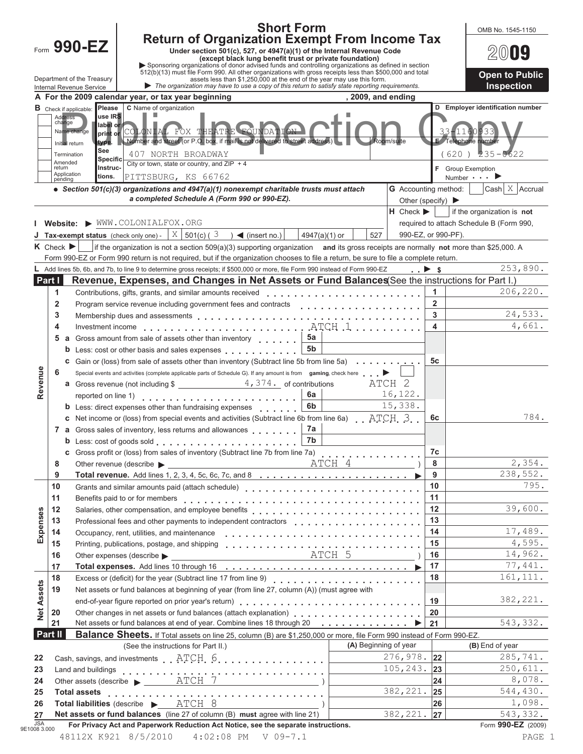# Form 990-EZ

## Short Form
## Return of Organization Exempt From Income Tax

OMB No. 1545-1150

**2009**

**Open to Public Inspection**

Under section 501(c), 527, or 4947(a)(1) of the Internal Revenue Code (except black lung benefit trust or private foundation)

▶ Sponsoring organizations of donor advised funds and controlling organizations as defined in section 512(b)(13) must file Form 990. All other organizations with gross receipts less than $500,000 and total assets less than $1,250,000 at the end of the year may use this form.

▶ *The organization may have to use a copy of this return to satisfy state reporting requirements.*

Department of the Treasury
Internal Revenue Service

Public Inspection Copy

**A For the 2009 calendar year, or tax year beginning , 2009, and ending**

**B** Check if applicable: Address change, Name change, Initial return, Termination, Amended return, Application pending

**C** Name of organization: COLONIAL FOX THEATRE FOUNDATION

Number and street (or P.O. box, if mail is not delivered to street address): 407 NORTH BROADWAY — Room/suite

City or town, state or country, and ZIP + 4: PITTSBURG, KS 66762

**D** Employer identification number: 33-1160933

**E** Telephone number: (620) 235-0622

**F** Group Exemption Number ▶

• *Section 501(c)(3) organizations and 4947(a)(1) nonexempt charitable trusts must attach a completed Schedule A (Form 990 or 990-EZ).*

**G** Accounting method: Cash [ ] Accrual [X] Other (specify) ▶

**H** Check ▶ [ ] if the organization is **not** required to attach Schedule B (Form 990, 990-EZ, or 990-PF).

**I Website:** ▶ WWW.COLONIALFOX.ORG

**J Tax-exempt status** (check only one) - [X] 501(c) ( 3 ) ◀ (insert no.) [ ] 4947(a)(1) or [ ] 527

**K** Check ▶ [ ] if the organization is not a section 509(a)(3) supporting organization **and** its gross receipts are normally **not** more than $25,000. A Form 990-EZ or Form 990 return is not required, but if the organization chooses to file a return, be sure to file a complete return.

**L** Add lines 5b, 6b, and 7b, to line 9 to determine gross receipts; if $500,000 or more, file Form 990 instead of Form 990-EZ ▶ $ 253,890.

## Part I Revenue, Expenses, and Changes in Net Assets or Fund Balances (See the instructions for Part I.)

| Section | Line | Description | Sub-line | Sub-amount | Line | Amount |
|---|---|---|---|---|---|---|
| Revenue | 1 | Contributions, gifts, grants, and similar amounts received | | | 1 | 206,220. |
| | 2 | Program service revenue including government fees and contracts | | | 2 | |
| | 3 | Membership dues and assessments | | | 3 | 24,533. |
| | 4 | Investment income ATCH 1 | | | 4 | 4,661. |
| | 5a | Gross amount from sale of assets other than inventory | 5a | | | |
| | b | Less: cost or other basis and sales expenses | 5b | | | |
| | c | Gain or (loss) from sale of assets other than inventory (Subtract line 5b from line 5a) | | | 5c | |
| | 6 | Special events and activities (complete applicable parts of Schedule G). If any amount is from **gaming**, check here ▶ [ ] | | | | |
| | a | Gross revenue (not including $ 4,374. of contributions reported on line 1) ATCH 2 | 6a | 16,122. | | |
| | b | Less: direct expenses other than fundraising expenses | 6b | 15,338. | | |
| | c | Net income or (loss) from special events and activities (Subtract line 6b from line 6a) ATCH 3 | | | 6c | 784. |
| | 7a | Gross sales of inventory, less returns and allowances | 7a | | | |
| | b | Less: cost of goods sold | 7b | | | |
| | c | Gross profit or (loss) from sales of inventory (Subtract line 7b from line 7a) | | | 7c | |
| | 8 | Other revenue (describe ▶ ATCH 4 ) | | | 8 | 2,354. |
| | 9 | **Total revenue.** Add lines 1, 2, 3, 4, 5c, 6c, 7c, and 8 ▶ | | | 9 | 238,552. |
| Expenses | 10 | Grants and similar amounts paid (attach schedule) | | | 10 | 795. |
| | 11 | Benefits paid to or for members | | | 11 | |
| | 12 | Salaries, other compensation, and employee benefits | | | 12 | 39,600. |
| | 13 | Professional fees and other payments to independent contractors | | | 13 | |
| | 14 | Occupancy, rent, utilities, and maintenance | | | 14 | 17,489. |
| | 15 | Printing, publications, postage, and shipping | | | 15 | 4,595. |
| | 16 | Other expenses (describe ▶ ATCH 5 ) | | | 16 | 14,962. |
| | 17 | **Total expenses.** Add lines 10 through 16 ▶ | | | 17 | 77,441. |
| Net Assets | 18 | Excess or (deficit) for the year (Subtract line 17 from line 9) | | | 18 | 161,111. |
| | 19 | Net assets or fund balances at beginning of year (from line 27, column (A)) (must agree with end-of-year figure reported on prior year's return) | | | 19 | 382,221. |
| | 20 | Other changes in net assets or fund balances (attach explanation) | | | 20 | |
| | 21 | Net assets or fund balances at end of year. Combine lines 18 through 20 ▶ | | | 21 | 543,332. |

## Part II Balance Sheets. 
If Total assets on line 25, column (B) are $1,250,000 or more, file Form 990 instead of Form 990-EZ.

| Line | (See the instructions for Part II.) | (A) Beginning of year | | (B) End of year |
|---|---|---|---|---|
| 22 | Cash, savings, and investments ATCH 6 | 276,978. | 22 | 285,741. |
| 23 | Land and buildings | 105,243. | 23 | 250,611. |
| 24 | Other assets (describe ▶ ATCH 7 ) | | 24 | 8,078. |
| 25 | **Total assets** | 382,221. | 25 | 544,430. |
| 26 | **Total liabilities** (describe ▶ ATCH 8 ) | | 26 | 1,098. |
| 27 | **Net assets or fund balances** (line 27 of column (B) **must** agree with line 21) | 382,221. | 27 | 543,332. |

**For Privacy Act and Paperwork Reduction Act Notice, see the separate instructions.** Form **990-EZ** (2009)

JSA 9E1008 3.000

48112X K921 8/5/2010 4:02:08 PM V 09-7.1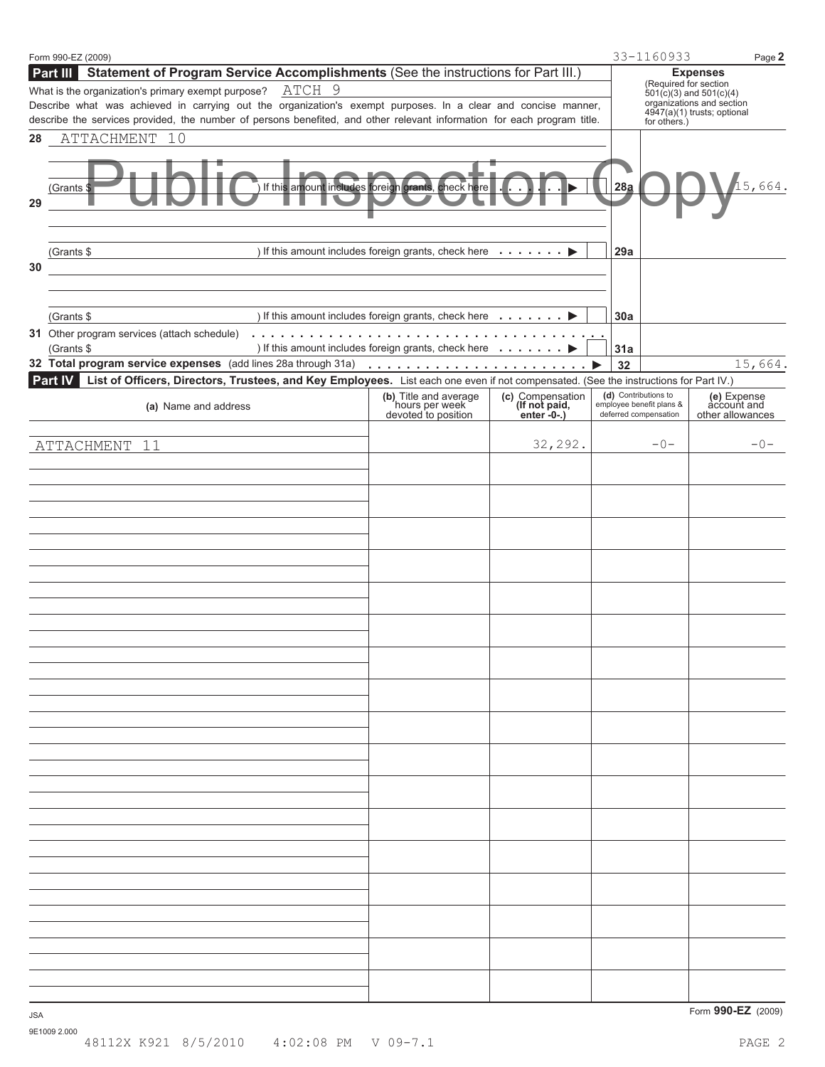Form 990-EZ (2009) 33-1160933

## Part III Statement of Program Service Accomplishments (See the instructions for Part III.)

What is the organization's primary exempt purpose? ATCH 9

Describe what was achieved in carrying out the organization's exempt purposes. In a clear and concise manner, describe the services provided, the number of persons benefited, and other relevant information for each program title.

| | | | Expenses (Required for section 501(c)(3) and 501(c)(4) organizations and section 4947(a)(1) trusts; optional for others.) |
|---|---|---|---|
| 28 | ATTACHMENT 10 (Grants $ ) If this amount includes foreign grants, check here | 28a | 15,664. |
| 29 | (Grants $ ) If this amount includes foreign grants, check here | 29a | |
| 30 | (Grants $ ) If this amount includes foreign grants, check here | 30a | |
| 31 | Other program services (attach schedule) (Grants $ ) If this amount includes foreign grants, check here | 31a | |
| 32 | **Total program service expenses** (add lines 28a through 31a) | 32 | 15,664. |

Public Inspection Copy

## Part IV List of Officers, Directors, Trustees, and Key Employees. List each one even if not compensated. (See the instructions for Part IV.)

| (a) Name and address | (b) Title and average hours per week devoted to position | (c) Compensation (If not paid, enter -0-.) | (d) Contributions to employee benefit plans & deferred compensation | (e) Expense account and other allowances |
|---|---|---|---|---|
| ATTACHMENT 11 | | 32,292. | -0- | -0- |

Form **990-EZ** (2009)

JSA 9E1009 2.000

48112X K921 8/5/2010 4:02:08 PM V 09-7.1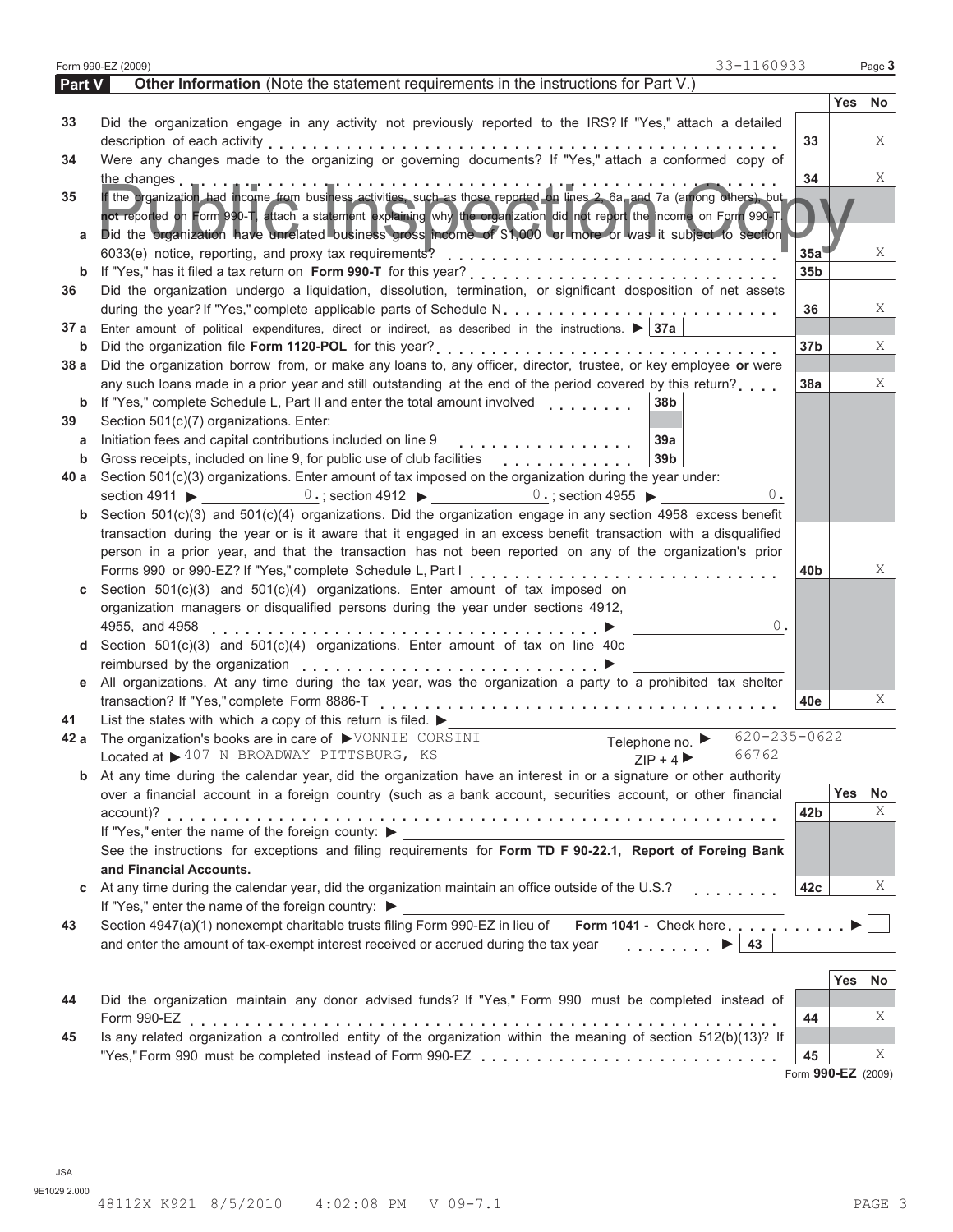Form 990-EZ (2009) 33-1160933

## Part V Other Information (Note the statement requirements in the instructions for Part V.)

| | | | Yes | No |
|---|---|---|---|---|
| 33 | Did the organization engage in any activity not previously reported to the IRS? If "Yes," attach a detailed description of each activity | 33 | | X |
| 34 | Were any changes made to the organizing or governing documents? If "Yes," attach a conformed copy of the changes | 34 | | X |
| 35 | If the organization had income from business activities, such as those reported on lines 2, 6a, and 7a (among others), but **not** reported on Form 990-T, attach a statement explaining why the organization did not report the income on Form 990-T. | | | |
| a | Did the organization have unrelated business gross income of $1,000 or more or was it subject to section 6033(e) notice, reporting, and proxy tax requirements? | 35a | | X |
| b | If "Yes," has it filed a tax return on **Form 990-T** for this year? | 35b | | |
| 36 | Did the organization undergo a liquidation, dissolution, termination, or significant dosposition of net assets during the year? If "Yes," complete applicable parts of Schedule N | 36 | | X |
| 37 a | Enter amount of political expenditures, direct or indirect, as described in the instructions. ▶ 37a | | | |
| b | Did the organization file **Form 1120-POL** for this year? | 37b | | X |
| 38 a | Did the organization borrow from, or make any loans to, any officer, director, trustee, or key employee **or** were any such loans made in a prior year and still outstanding at the end of the period covered by this return? | 38a | | X |
| b | If "Yes," complete Schedule L, Part II and enter the total amount involved 38b | | | |
| 39 | Section 501(c)(7) organizations. Enter: | | | |
| a | Initiation fees and capital contributions included on line 9 39a | | | |
| b | Gross receipts, included on line 9, for public use of club facilities 39b | | | |
| 40 a | Section 501(c)(3) organizations. Enter amount of tax imposed on the organization during the year under: section 4911 ▶ 0. ; section 4912 ▶ 0. ; section 4955 ▶ 0. | | | |
| b | Section 501(c)(3) and 501(c)(4) organizations. Did the organization engage in any section 4958 excess benefit transaction during the year or is it aware that it engaged in an excess benefit transaction with a disqualified person in a prior year, and that the transaction has not been reported on any of the organization's prior Forms 990 or 990-EZ? If "Yes," complete Schedule L, Part I | 40b | | X |
| c | Section 501(c)(3) and 501(c)(4) organizations. Enter amount of tax imposed on organization managers or disqualified persons during the year under sections 4912, 4955, and 4958 ▶ 0. | | | |
| d | Section 501(c)(3) and 501(c)(4) organizations. Enter amount of tax on line 40c reimbursed by the organization ▶ | | | |
| e | All organizations. At any time during the tax year, was the organization a party to a prohibited tax shelter transaction? If "Yes," complete Form 8886-T | 40e | | X |

41 List the states with which a copy of this return is filed. ▶

42 a The organization's books are in care of ▶ VONNIE CORSINI Telephone no. ▶ 620-235-0622

Located at ▶ 407 N BROADWAY PITTSBURG, KS ZIP + 4 ▶ 66762

| | | | Yes | No |
|---|---|---|---|---|
| b | At any time during the calendar year, did the organization have an interest in or a signature or other authority over a financial account in a foreign country (such as a bank account, securities account, or other financial account)? | 42b | | X |
| | If "Yes," enter the name of the foreign county: ▶<br>See the instructions for exceptions and filing requirements for **Form TD F 90-22.1, Report of Foreing Bank and Financial Accounts.** | | | |
| c | At any time during the calendar year, did the organization maintain an office outside of the U.S.? | 42c | | X |
| | If "Yes," enter the name of the foreign country: ▶ | | | |

43 Section 4947(a)(1) nonexempt charitable trusts filing Form 990-EZ in lieu of **Form 1041 -** Check here ▶ ☐

and enter the amount of tax-exempt interest received or accrued during the tax year ▶ 43

| | | | Yes | No |
|---|---|---|---|---|
| 44 | Did the organization maintain any donor advised funds? If "Yes," Form 990 must be completed instead of Form 990-EZ | 44 | | X |
| 45 | Is any related organization a controlled entity of the organization within the meaning of section 512(b)(13)? If "Yes," Form 990 must be completed instead of Form 990-EZ | 45 | | X |

Form **990-EZ** (2009)

JSA
9E1029 2.000
48112X K921 8/5/2010 4:02:08 PM V 09-7.1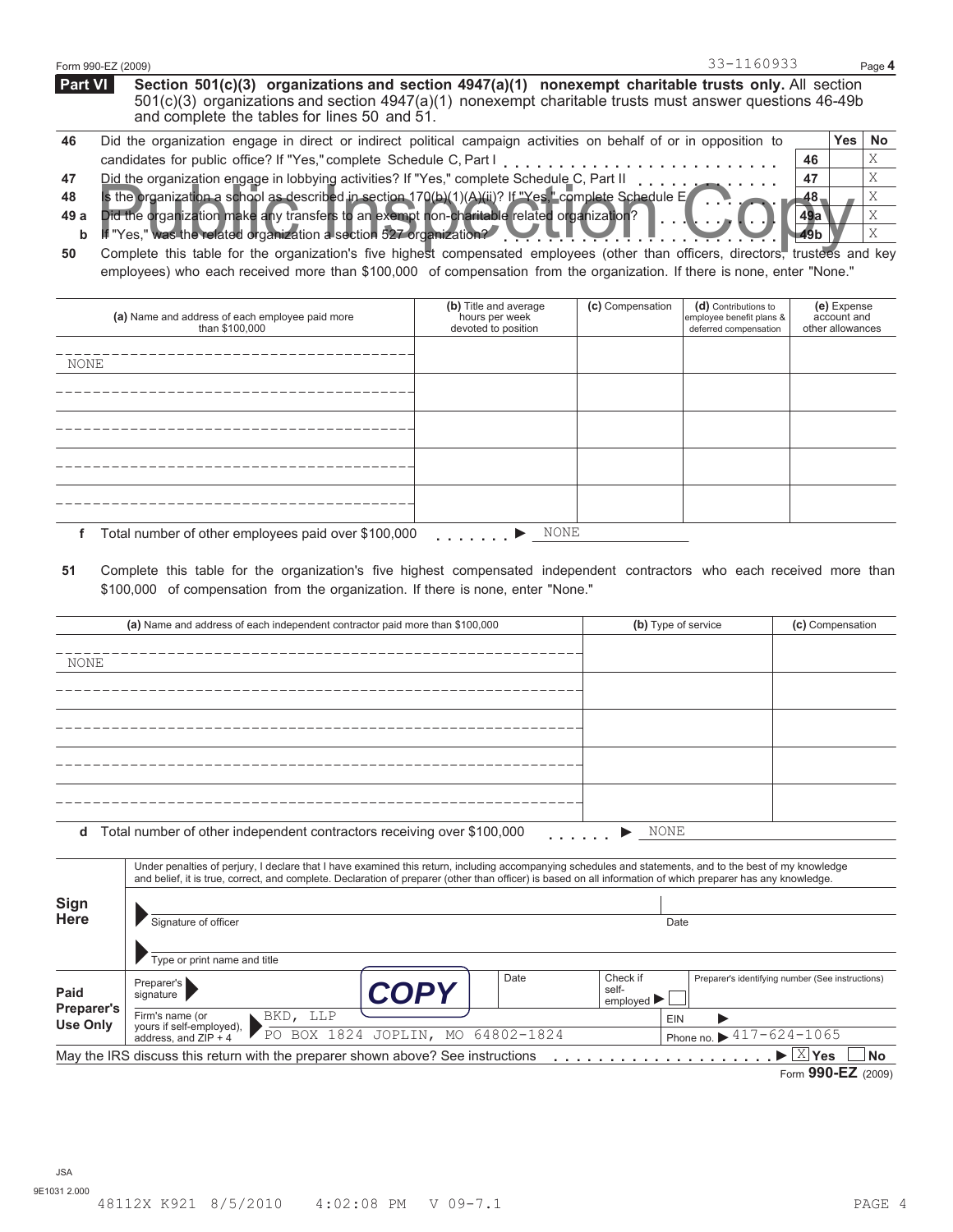Form 990-EZ (2009) 33-1160933

## Part VI Section 501(c)(3) organizations and section 4947(a)(1) nonexempt charitable trusts only.

All section 501(c)(3) organizations and section 4947(a)(1) nonexempt charitable trusts must answer questions 46-49b and complete the tables for lines 50 and 51.

| | | | Yes | No |
|---|---|---|---|---|
| 46 | Did the organization engage in direct or indirect political campaign activities on behalf of or in opposition to candidates for public office? If "Yes," complete Schedule C, Part I | 46 | | X |
| 47 | Did the organization engage in lobbying activities? If "Yes," complete Schedule C, Part II | 47 | | X |
| 48 | Is the organization a school as described in section 170(b)(1)(A)(ii)? If "Yes," complete Schedule E | 48 | | X |
| 49 a | Did the organization make any transfers to an exempt non-charitable related organization? | 49a | | X |
| b | If "Yes," was the related organization a section 527 organization? | 49b | | X |

Public Inspection Copy

**50** Complete this table for the organization's five highest compensated employees (other than officers, directors, trustees and key employees) who each received more than $100,000 of compensation from the organization. If there is none, enter "None."

| (a) Name and address of each employee paid more than $100,000 | (b) Title and average hours per week devoted to position | (c) Compensation | (d) Contributions to employee benefit plans & deferred compensation | (e) Expense account and other allowances |
|---|---|---|---|---|
| NONE | | | | |
| | | | | |
| | | | | |
| | | | | |
| | | | | |

**f** Total number of other employees paid over $100,000 ▶ NONE

**51** Complete this table for the organization's five highest compensated independent contractors who each received more than $100,000 of compensation from the organization. If there is none, enter "None."

| (a) Name and address of each independent contractor paid more than $100,000 | (b) Type of service | (c) Compensation |
|---|---|---|
| NONE | | |
| | | |
| | | |
| | | |
| | | |

**d** Total number of other independent contractors receiving over $100,000 ▶ NONE

**Sign Here**

Under penalties of perjury, I declare that I have examined this return, including accompanying schedules and statements, and to the best of my knowledge and belief, it is true, correct, and complete. Declaration of preparer (other than officer) is based on all information of which preparer has any knowledge.

▶ Signature of officer | Date

▶ Type or print name and title

**Paid Preparer's Use Only**

| Preparer's signature ▶ | COPY | Date | Check if self-employed ▶ ☐ | Preparer's identifying number (See instructions) |
|---|---|---|---|---|
| Firm's name (or yours if self-employed), address, and ZIP + 4 ▶ | BKD, LLP<br>PO BOX 1824 JOPLIN, MO 64802-1824 | | EIN ▶ | Phone no. ▶ 417-624-1065 |

May the IRS discuss this return with the preparer shown above? See instructions ▶ ☒ Yes ☐ No

Form **990-EZ** (2009)

JSA
9E1031 2.000
48112X K921 8/5/2010 4:02:08 PM V 09-7.1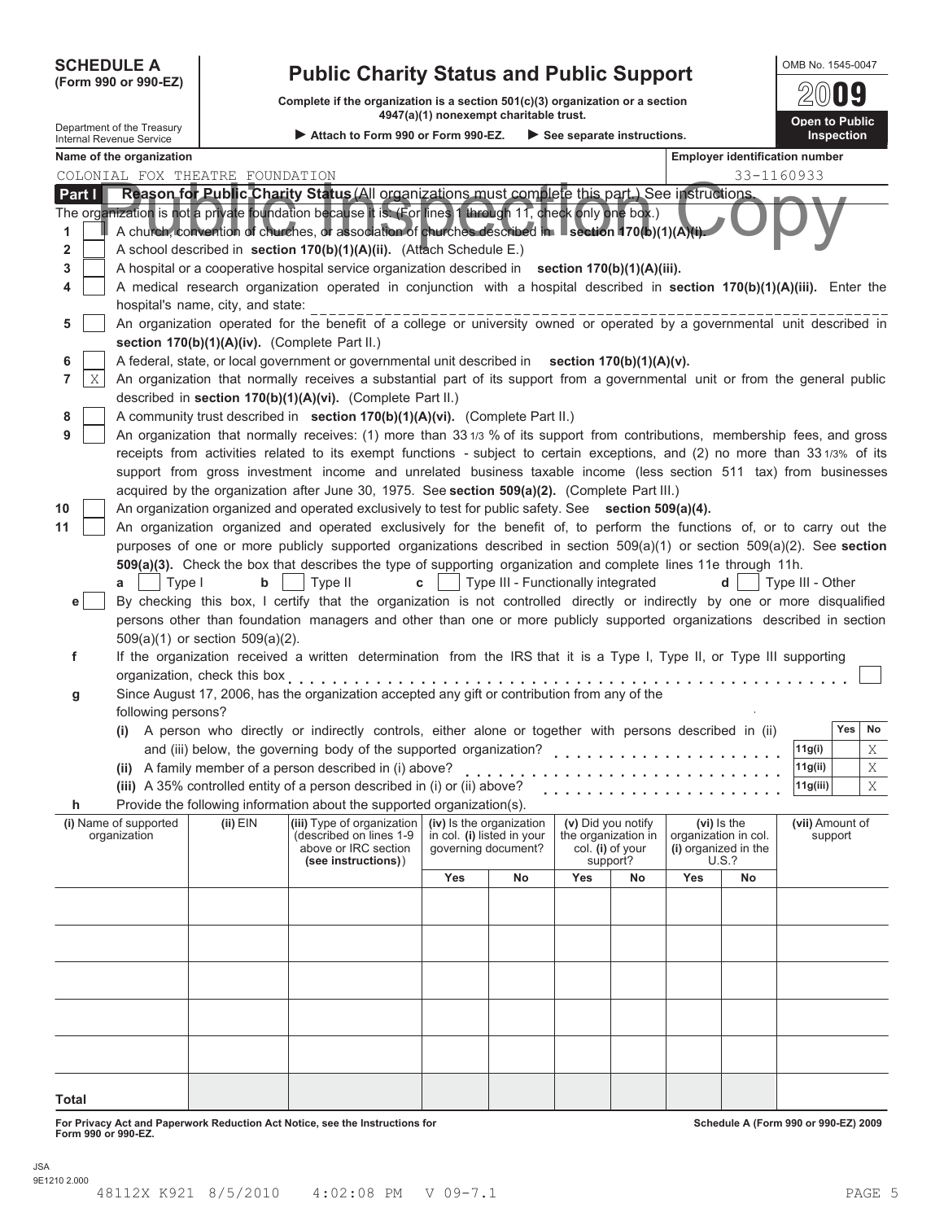**SCHEDULE A**
**(Form 990 or 990-EZ)**

Department of the Treasury
Internal Revenue Service

# Public Charity Status and Public Support

**Complete if the organization is a section 501(c)(3) organization or a section 4947(a)(1) nonexempt charitable trust.**

▶ **Attach to Form 990 or Form 990-EZ.** ▶ **See separate instructions.**

OMB No. 1545-0047

**2009**

**Open to Public Inspection**

**Name of the organization:** COLONIAL FOX THEATRE FOUNDATION

**Employer identification number:** 33-1160933

Public Inspection Copy

## Part I — Reason for Public Charity Status (All organizations must complete this part.) See instructions.

The organization is not a private foundation because it is: (For lines 1 through 11, check only one box.)

1. [ ] A church, convention of churches, or association of churches described in **section 170(b)(1)(A)(i).**
2. [ ] A school described in **section 170(b)(1)(A)(ii).** (Attach Schedule E.)
3. [ ] A hospital or a cooperative hospital service organization described in **section 170(b)(1)(A)(iii).**
4. [ ] A medical research organization operated in conjunction with a hospital described in **section 170(b)(1)(A)(iii).** Enter the hospital's name, city, and state: ______
5. [ ] An organization operated for the benefit of a college or university owned or operated by a governmental unit described in **section 170(b)(1)(A)(iv).** (Complete Part II.)
6. [ ] A federal, state, or local government or governmental unit described in **section 170(b)(1)(A)(v).**
7. [X] An organization that normally receives a substantial part of its support from a governmental unit or from the general public described in **section 170(b)(1)(A)(vi).** (Complete Part II.)
8. [ ] A community trust described in **section 170(b)(1)(A)(vi).** (Complete Part II.)
9. [ ] An organization that normally receives: (1) more than 33 1/3 % of its support from contributions, membership fees, and gross receipts from activities related to its exempt functions - subject to certain exceptions, and (2) no more than 33 1/3% of its support from gross investment income and unrelated business taxable income (less section 511 tax) from businesses acquired by the organization after June 30, 1975. See **section 509(a)(2).** (Complete Part III.)
10. [ ] An organization organized and operated exclusively to test for public safety. See **section 509(a)(4).**
11. [ ] An organization organized and operated exclusively for the benefit of, to perform the functions of, or to carry out the purposes of one or more publicly supported organizations described in section 509(a)(1) or section 509(a)(2). See **section 509(a)(3).** Check the box that describes the type of supporting organization and complete lines 11e through 11h.
    **a** [ ] Type I **b** [ ] Type II **c** [ ] Type III - Functionally integrated **d** [ ] Type III - Other

**e** [ ] By checking this box, I certify that the organization is not controlled directly or indirectly by one or more disqualified persons other than foundation managers and other than one or more publicly supported organizations described in section 509(a)(1) or section 509(a)(2).

**f** If the organization received a written determination from the IRS that it is a Type I, Type II, or Type III supporting organization, check this box [ ]

**g** Since August 17, 2006, has the organization accepted any gift or contribution from any of the following persons?

| | | Yes | No |
|---|---|---|---|
| **(i)** A person who directly or indirectly controls, either alone or together with persons described in (ii) and (iii) below, the governing body of the supported organization? | 11g(i) | | X |
| **(ii)** A family member of a person described in (i) above? | 11g(ii) | | X |
| **(iii)** A 35% controlled entity of a person described in (i) or (ii) above? | 11g(iii) | | X |

**h** Provide the following information about the supported organization(s).

| (i) Name of supported organization | (ii) EIN | (iii) Type of organization (described on lines 1-9 above or IRC section (see instructions)) | (iv) Is the organization in col. (i) listed in your governing document? Yes | No | (v) Did you notify the organization in col. (i) of your support? Yes | No | (vi) Is the organization in col. (i) organized in the U.S.? Yes | No | (vii) Amount of support |
|---|---|---|---|---|---|---|---|---|---|
| | | | | | | | | | |
| | | | | | | | | | |
| | | | | | | | | | |
| | | | | | | | | | |
| | | | | | | | | | |
| **Total** | | | | | | | | | |

**For Privacy Act and Paperwork Reduction Act Notice, see the Instructions for Form 990 or 990-EZ.**

**Schedule A (Form 990 or 990-EZ) 2009**

JSA
9E1210 2.000
48112X K921 8/5/2010 4:02:08 PM V 09-7.1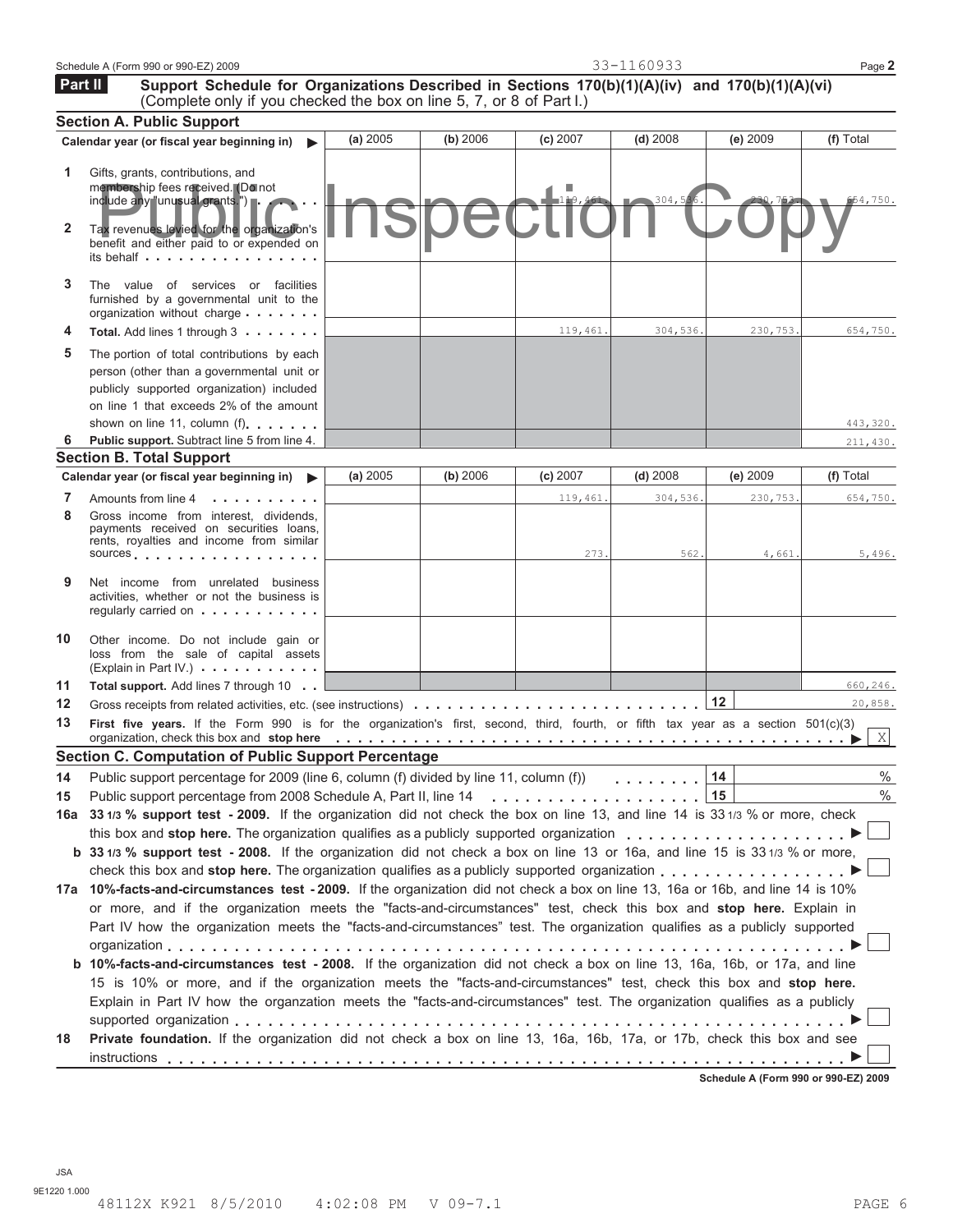Schedule A (Form 990 or 990-EZ) 2009 — 33-1160933

**Part II** **Support Schedule for Organizations Described in Sections 170(b)(1)(A)(iv) and 170(b)(1)(A)(vi)** (Complete only if you checked the box on line 5, 7, or 8 of Part I.)

Public Inspection Copy

### Section A. Public Support

| Calendar year (or fiscal year beginning in) ▶ | (a) 2005 | (b) 2006 | (c) 2007 | (d) 2008 | (e) 2009 | (f) Total |
|---|---|---|---|---|---|---|
| **1** Gifts, grants, contributions, and membership fees received. (Do not include any "unusual grants.") | | | 119,461. | 304,536. | 230,753. | 654,750. |
| **2** Tax revenues levied for the organization's benefit and either paid to or expended on its behalf | | | | | | |
| **3** The value of services or facilities furnished by a governmental unit to the organization without charge | | | | | | |
| **4** **Total.** Add lines 1 through 3 | | | 119,461. | 304,536. | 230,753. | 654,750. |
| **5** The portion of total contributions by each person (other than a governmental unit or publicly supported organization) included on line 1 that exceeds 2% of the amount shown on line 11, column (f) | | | | | | 443,320. |
| **6** **Public support.** Subtract line 5 from line 4. | | | | | | 211,430. |

### Section B. Total Support

| Calendar year (or fiscal year beginning in) ▶ | (a) 2005 | (b) 2006 | (c) 2007 | (d) 2008 | (e) 2009 | (f) Total |
|---|---|---|---|---|---|---|
| **7** Amounts from line 4 | | | 119,461. | 304,536. | 230,753. | 654,750. |
| **8** Gross income from interest, dividends, payments received on securities loans, rents, royalties and income from similar sources | | | 273. | 562. | 4,661. | 5,496. |
| **9** Net income from unrelated business activities, whether or not the business is regularly carried on | | | | | | |
| **10** Other income. Do not include gain or loss from the sale of capital assets (Explain in Part IV.) | | | | | | |
| **11** **Total support.** Add lines 7 through 10 | | | | | | 660,246. |

**12** Gross receipts from related activities, etc. (see instructions) . . . **12** 20,858.

**13** **First five years.** If the Form 990 is for the organization's first, second, third, fourth, or fifth tax year as a section 501(c)(3) organization, check this box and **stop here** ▶ [X]

### Section C. Computation of Public Support Percentage

**14** Public support percentage for 2009 (line 6, column (f) divided by line 11, column (f)) . . . **14** %

**15** Public support percentage from 2008 Schedule A, Part II, line 14 . . . **15** %

**16a** **33 1/3 % support test - 2009.** If the organization did not check the box on line 13, and line 14 is 33 1/3 % or more, check this box and **stop here.** The organization qualifies as a publicly supported organization ▶ [ ]

**b** **33 1/3 % support test - 2008.** If the organization did not check a box on line 13 or 16a, and line 15 is 33 1/3 % or more, check this box and **stop here.** The organization qualifies as a publicly supported organization ▶ [ ]

**17a** **10%-facts-and-circumstances test - 2009.** If the organization did not check a box on line 13, 16a or 16b, and line 14 is 10% or more, and if the organization meets the "facts-and-circumstances" test, check this box and **stop here.** Explain in Part IV how the organization meets the "facts-and-circumstances" test. The organization qualifies as a publicly supported organization ▶ [ ]

**b** **10%-facts-and-circumstances test - 2008.** If the organization did not check a box on line 13, 16a, 16b, or 17a, and line 15 is 10% or more, and if the organization meets the "facts-and-circumstances" test, check this box and **stop here.** Explain in Part IV how the organzation meets the "facts-and-circumstances" test. The organization qualifies as a publicly supported organization ▶ [ ]

**18** **Private foundation.** If the organization did not check a box on line 13, 16a, 16b, 17a, or 17b, check this box and see instructions ▶ [ ]

**Schedule A (Form 990 or 990-EZ) 2009**

JSA
9E1220 1.000
48112X K921 8/5/2010 4:02:08 PM V 09-7.1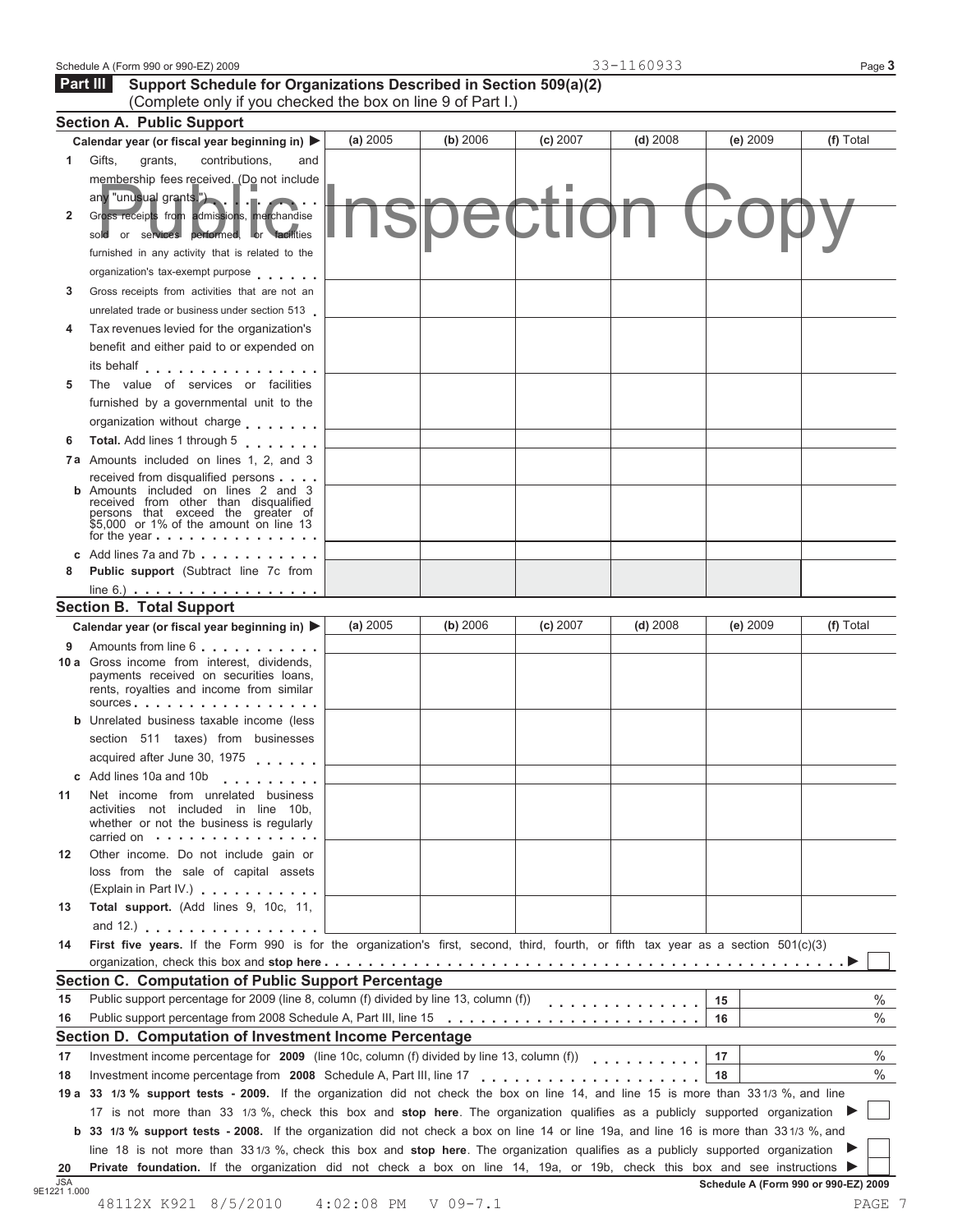Schedule A (Form 990 or 990-EZ) 2009 33-1160933

## Part III Support Schedule for Organizations Described in Section 509(a)(2)

(Complete only if you checked the box on line 9 of Part I.)

Public Inspection Copy

### Section A. Public Support

| Calendar year (or fiscal year beginning in) ▶ | (a) 2005 | (b) 2006 | (c) 2007 | (d) 2008 | (e) 2009 | (f) Total |
|---|---|---|---|---|---|---|
| **1** Gifts, grants, contributions, and membership fees received. (Do not include any "unusual grants.") | | | | | | |
| **2** Gross receipts from admissions, merchandise sold or services performed, or facilities furnished in any activity that is related to the organization's tax-exempt purpose | | | | | | |
| **3** Gross receipts from activities that are not an unrelated trade or business under section 513 | | | | | | |
| **4** Tax revenues levied for the organization's benefit and either paid to or expended on its behalf | | | | | | |
| **5** The value of services or facilities furnished by a governmental unit to the organization without charge | | | | | | |
| **6** **Total.** Add lines 1 through 5 | | | | | | |
| **7a** Amounts included on lines 1, 2, and 3 received from disqualified persons | | | | | | |
| **b** Amounts included on lines 2 and 3 received from other than disqualified persons that exceed the greater of $5,000 or 1% of the amount on line 13 for the year | | | | | | |
| **c** Add lines 7a and 7b | | | | | | |
| **8** **Public support** (Subtract line 7c from line 6.) | | | | | | |

### Section B. Total Support

| Calendar year (or fiscal year beginning in) ▶ | (a) 2005 | (b) 2006 | (c) 2007 | (d) 2008 | (e) 2009 | (f) Total |
|---|---|---|---|---|---|---|
| **9** Amounts from line 6 | | | | | | |
| **10a** Gross income from interest, dividends, payments received on securities loans, rents, royalties and income from similar sources | | | | | | |
| **b** Unrelated business taxable income (less section 511 taxes) from businesses acquired after June 30, 1975 | | | | | | |
| **c** Add lines 10a and 10b | | | | | | |
| **11** Net income from unrelated business activities not included in line 10b, whether or not the business is regularly carried on | | | | | | |
| **12** Other income. Do not include gain or loss from the sale of capital assets (Explain in Part IV.) | | | | | | |
| **13** **Total support.** (Add lines 9, 10c, 11, and 12.) | | | | | | |

**14** **First five years.** If the Form 990 is for the organization's first, second, third, fourth, or fifth tax year as a section 501(c)(3) organization, check this box and **stop here** ▶ ☐

### Section C. Computation of Public Support Percentage

**15** Public support percentage for 2009 (line 8, column (f) divided by line 13, column (f)) ..... 15 ____ %

**16** Public support percentage from 2008 Schedule A, Part III, line 15 ..... 16 ____ %

### Section D. Computation of Investment Income Percentage

**17** Investment income percentage for **2009** (line 10c, column (f) divided by line 13, column (f)) ..... 17 ____ %

**18** Investment income percentage from **2008** Schedule A, Part III, line 17 ..... 18 ____ %

**19a** **33 1/3 % support tests - 2009.** If the organization did not check the box on line 14, and line 15 is more than 33 1/3 %, and line 17 is not more than 33 1/3 %, check this box and **stop here**. The organization qualifies as a publicly supported organization ▶ ☐

**b** **33 1/3 % support tests - 2008.** If the organization did not check a box on line 14 or line 19a, and line 16 is more than 33 1/3 %, and line 18 is not more than 33 1/3 %, check this box and **stop here**. The organization qualifies as a publicly supported organization ▶ ☐

**20** **Private foundation.** If the organization did not check a box on line 14, 19a, or 19b, check this box and see instructions ▶ ☐

Schedule A (Form 990 or 990-EZ) 2009

JSA 9E1221 1.000

48112X K921 8/5/2010 4:02:08 PM V 09-7.1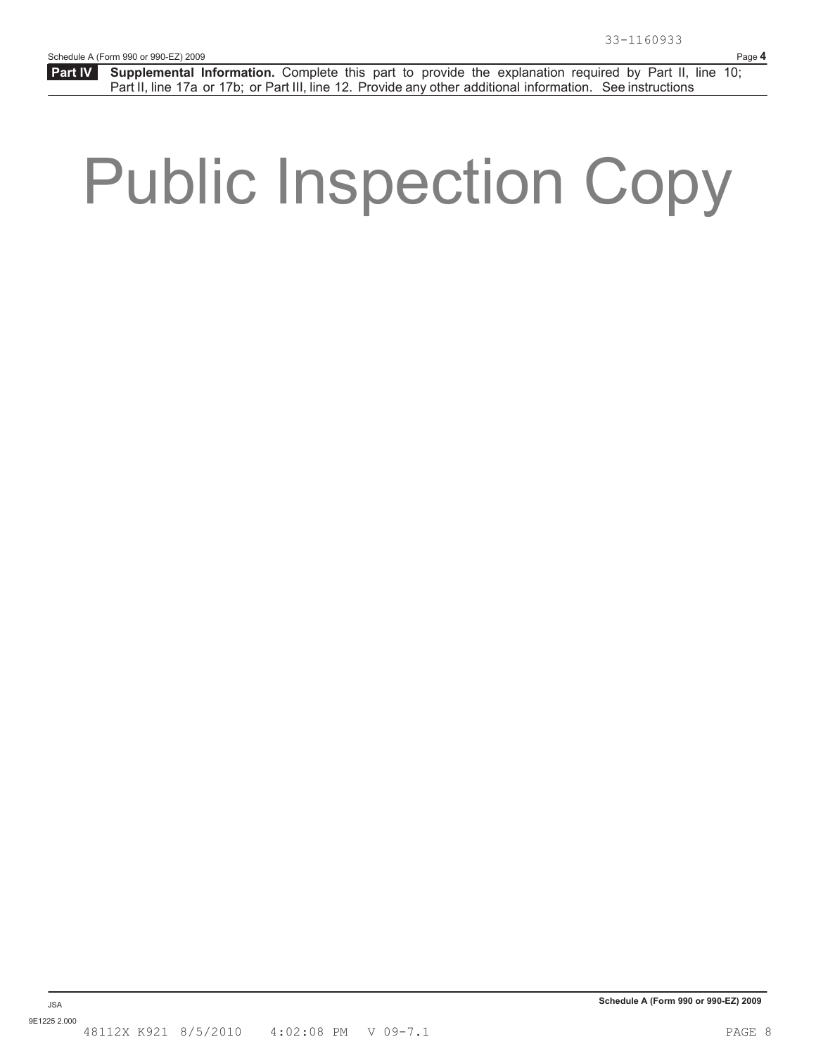33-1160933

**Part IV** **Supplemental Information.** Complete this part to provide the explanation required by Part II, line 10; Part II, line 17a or 17b; or Part III, line 12. Provide any other additional information. See instructions

# Public Inspection Copy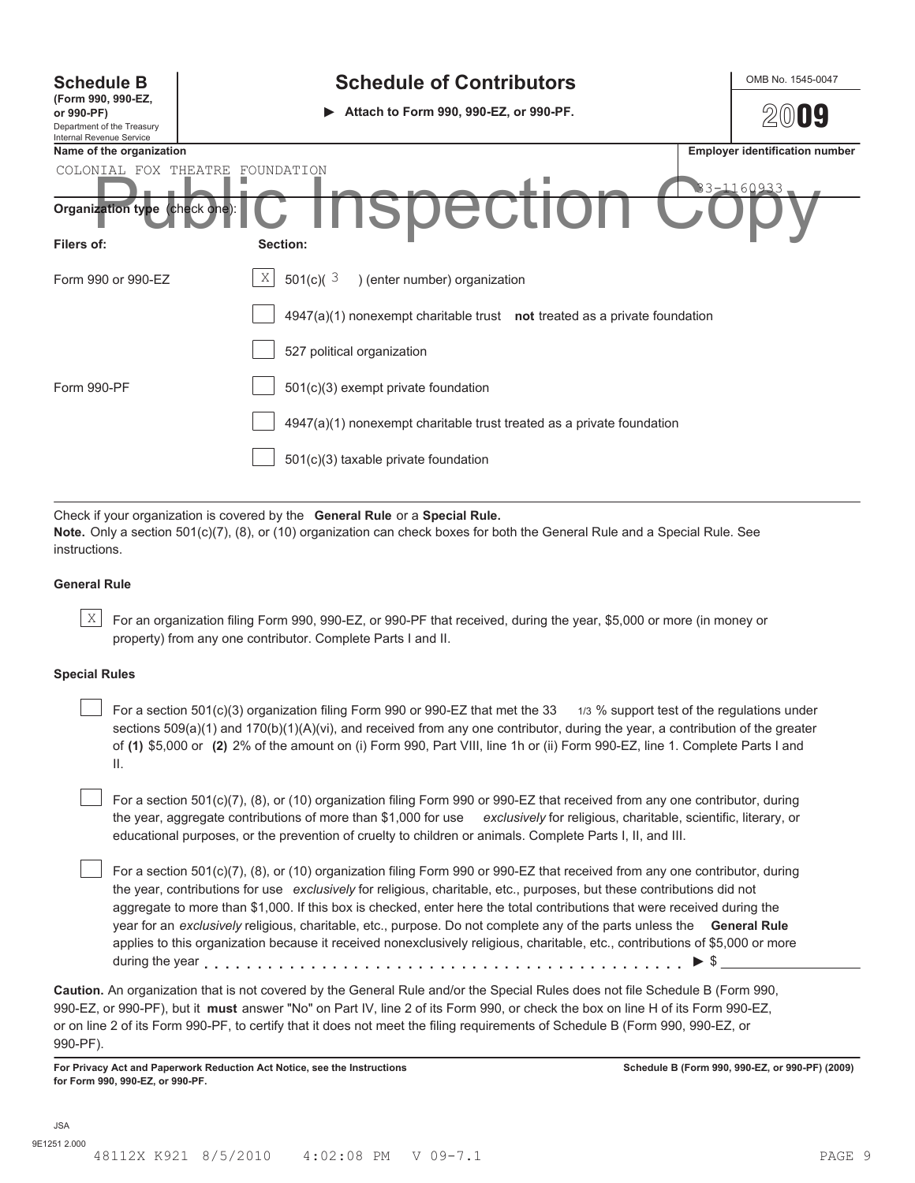**Schedule B**
**(Form 990, 990-EZ, or 990-PF)**
Department of the Treasury
Internal Revenue Service

# Schedule of Contributors

▶ **Attach to Form 990, 990-EZ, or 990-PF.**

OMB No. 1545-0047

**2009**

Public Inspection Copy

| Name of the organization | Employer identification number |
|---|---|
| COLONIAL FOX THEATRE FOUNDATION | 83-1160933 |

**Organization type** (check one):

| Filers of: | Section: |
|---|---|
| Form 990 or 990-EZ | [X] 501(c)( 3 ) (enter number) organization |
| | [ ] 4947(a)(1) nonexempt charitable trust **not** treated as a private foundation |
| | [ ] 527 political organization |
| Form 990-PF | [ ] 501(c)(3) exempt private foundation |
| | [ ] 4947(a)(1) nonexempt charitable trust treated as a private foundation |
| | [ ] 501(c)(3) taxable private foundation |

Check if your organization is covered by the **General Rule** or a **Special Rule.**
**Note.** Only a section 501(c)(7), (8), or (10) organization can check boxes for both the General Rule and a Special Rule. See instructions.

**General Rule**

[X] For an organization filing Form 990, 990-EZ, or 990-PF that received, during the year, $5,000 or more (in money or property) from any one contributor. Complete Parts I and II.

**Special Rules**

[ ] For a section 501(c)(3) organization filing Form 990 or 990-EZ that met the 33 1/3 % support test of the regulations under sections 509(a)(1) and 170(b)(1)(A)(vi), and received from any one contributor, during the year, a contribution of the greater of **(1)** $5,000 or **(2)** 2% of the amount on (i) Form 990, Part VIII, line 1h or (ii) Form 990-EZ, line 1. Complete Parts I and II.

[ ] For a section 501(c)(7), (8), or (10) organization filing Form 990 or 990-EZ that received from any one contributor, during the year, aggregate contributions of more than $1,000 for use *exclusively* for religious, charitable, scientific, literary, or educational purposes, or the prevention of cruelty to children or animals. Complete Parts I, II, and III.

[ ] For a section 501(c)(7), (8), or (10) organization filing Form 990 or 990-EZ that received from any one contributor, during the year, contributions for use *exclusively* for religious, charitable, etc., purposes, but these contributions did not aggregate to more than $1,000. If this box is checked, enter here the total contributions that were received during the year for an *exclusively* religious, charitable, etc., purpose. Do not complete any of the parts unless the **General Rule** applies to this organization because it received nonexclusively religious, charitable, etc., contributions of $5,000 or more during the year . . . . . . . . . . . . . . . . . . . . . . . . . . . . . . . . . . . . . . . . . . ▶ $ ______________

**Caution.** An organization that is not covered by the General Rule and/or the Special Rules does not file Schedule B (Form 990, 990-EZ, or 990-PF), but it **must** answer "No" on Part IV, line 2 of its Form 990, or check the box on line H of its Form 990-EZ, or on line 2 of its Form 990-PF, to certify that it does not meet the filing requirements of Schedule B (Form 990, 990-EZ, or 990-PF).

**For Privacy Act and Paperwork Reduction Act Notice, see the Instructions for Form 990, 990-EZ, or 990-PF.** **Schedule B (Form 990, 990-EZ, or 990-PF) (2009)**

JSA
9E1251 2.000
48112X K921 8/5/2010 4:02:08 PM V 09-7.1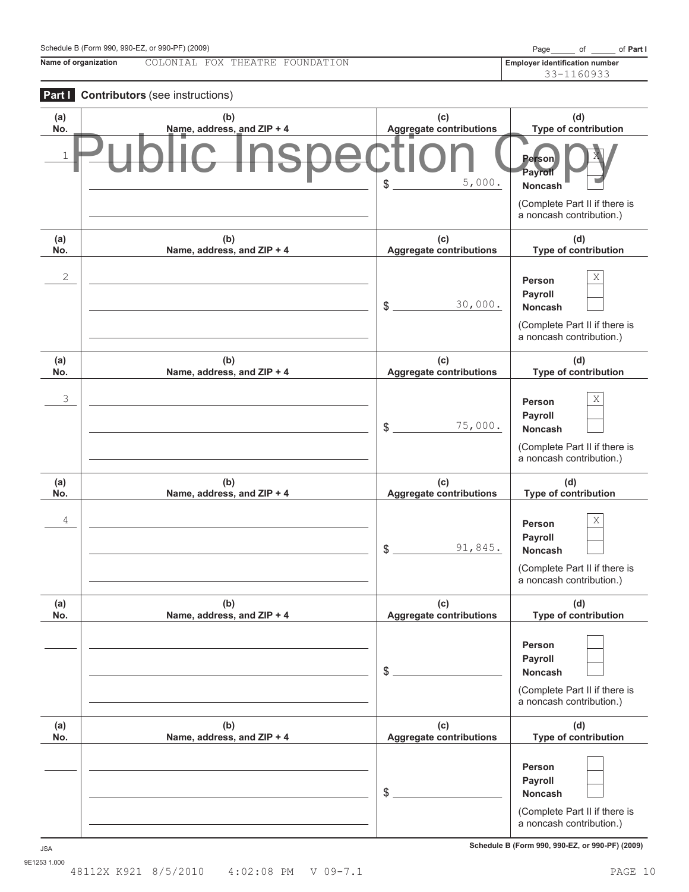Schedule B (Form 990, 990-EZ, or 990-PF) (2009)

Page ____ of ____ of **Part I**

**Name of organization** COLONIAL FOX THEATRE FOUNDATION

**Employer identification number** 33-1160933

## Part I Contributors (see instructions)

Public Inspection Copy

| (a) No. | (b) Name, address, and ZIP + 4 | (c) Aggregate contributions | (d) Type of contribution |
|---|---|---|---|
| 1 | | $ 5,000. | Person X<br>Payroll<br>Noncash<br>(Complete Part II if there is a noncash contribution.) |
| 2 | | $ 30,000. | Person X<br>Payroll<br>Noncash<br>(Complete Part II if there is a noncash contribution.) |
| 3 | | $ 75,000. | Person X<br>Payroll<br>Noncash<br>(Complete Part II if there is a noncash contribution.) |
| 4 | | $ 91,845. | Person X<br>Payroll<br>Noncash<br>(Complete Part II if there is a noncash contribution.) |
| | | $ | Person<br>Payroll<br>Noncash<br>(Complete Part II if there is a noncash contribution.) |
| | | $ | Person<br>Payroll<br>Noncash<br>(Complete Part II if there is a noncash contribution.) |

JSA
9E1253 1.000

**Schedule B (Form 990, 990-EZ, or 990-PF) (2009)**

48112X K921 8/5/2010 4:02:08 PM V 09-7.1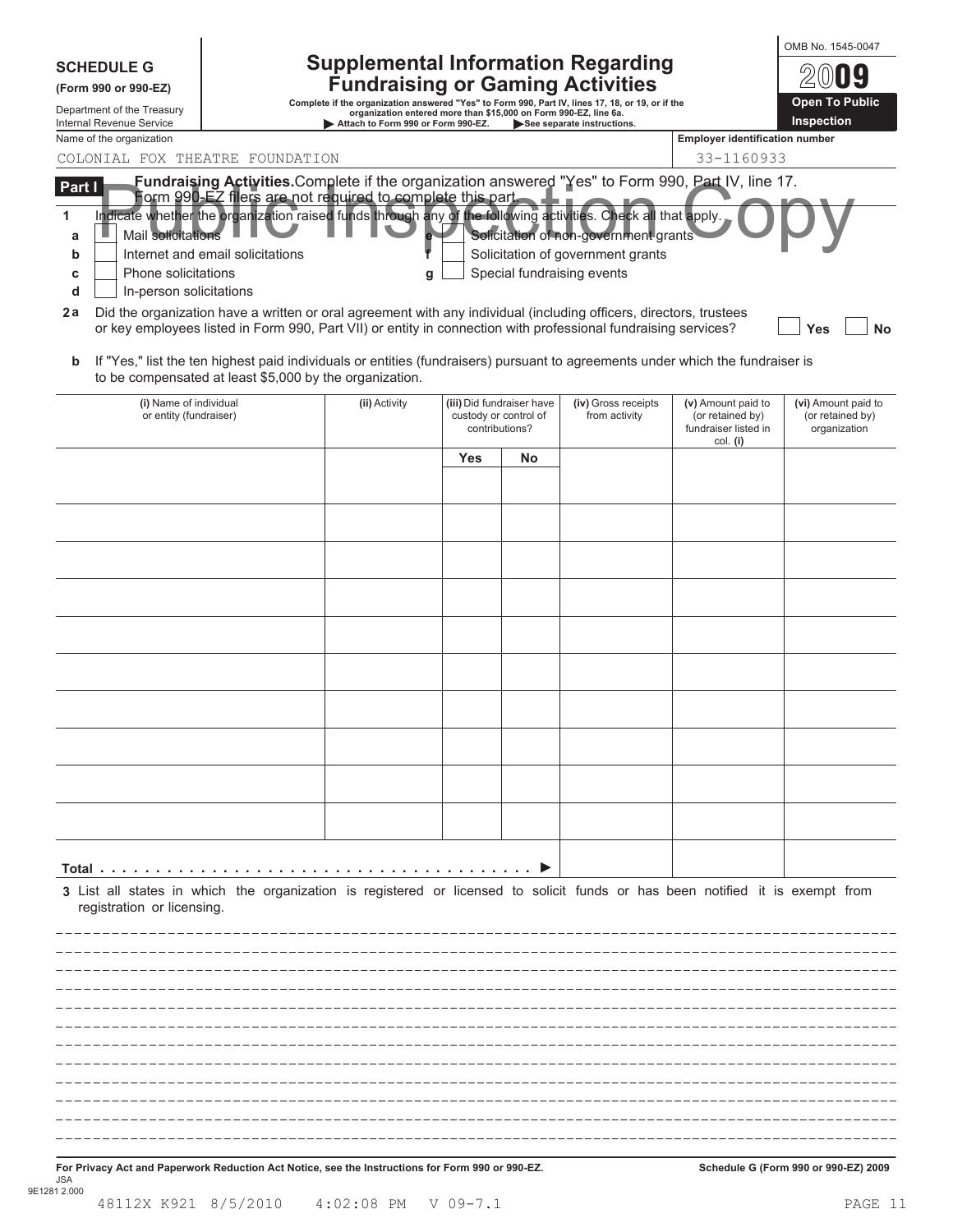**SCHEDULE G**
**(Form 990 or 990-EZ)**

Department of the Treasury
Internal Revenue Service

# Supplemental Information Regarding Fundraising or Gaming Activities

**Complete if the organization answered "Yes" to Form 990, Part IV, lines 17, 18, or 19, or if the organization entered more than $15,000 on Form 990-EZ, line 6a.**
**▶ Attach to Form 990 or Form 990-EZ. ▶ See separate instructions.**

OMB No. 1545-0047
**2009**
**Open To Public Inspection**

Name of the organization: COLONIAL FOX THEATRE FOUNDATION
Employer identification number: 33-1160933

Public Inspection Copy

**Part I** **Fundraising Activities.** Complete if the organization answered "Yes" to Form 990, Part IV, line 17. Form 990-EZ filers are not required to complete this part.

**1** Indicate whether the organization raised funds through any of the following activities. Check all that apply.

- **a** ☐ Mail solicitations
- **b** ☐ Internet and email solicitations
- **c** ☐ Phone solicitations
- **d** ☐ In-person solicitations
- **e** ☐ Solicitation of non-government grants
- **f** ☐ Solicitation of government grants
- **g** ☐ Special fundraising events

**2a** Did the organization have a written or oral agreement with any individual (including officers, directors, trustees or key employees listed in Form 990, Part VII) or entity in connection with professional fundraising services? ☐ Yes ☐ No

**b** If "Yes," list the ten highest paid individuals or entities (fundraisers) pursuant to agreements under which the fundraiser is to be compensated at least $5,000 by the organization.

| (i) Name of individual or entity (fundraiser) | (ii) Activity | (iii) Did fundraiser have custody or control of contributions? | | (iv) Gross receipts from activity | (v) Amount paid to (or retained by) fundraiser listed in col. (i) | (vi) Amount paid to (or retained by) organization |
|---|---|---|---|---|---|---|
| | | Yes | No | | | |
| | | | | | | |
| | | | | | | |
| | | | | | | |
| | | | | | | |
| | | | | | | |
| | | | | | | |
| | | | | | | |
| | | | | | | |
| | | | | | | |
| | | | | | | |
| **Total** ▶ | | | | | | |

**3** List all states in which the organization is registered or licensed to solicit funds or has been notified it is exempt from registration or licensing.

**For Privacy Act and Paperwork Reduction Act Notice, see the Instructions for Form 990 or 990-EZ.**
**Schedule G (Form 990 or 990-EZ) 2009**

JSA
9E1281 2.000
48112X K921 8/5/2010 4:02:08 PM V 09-7.1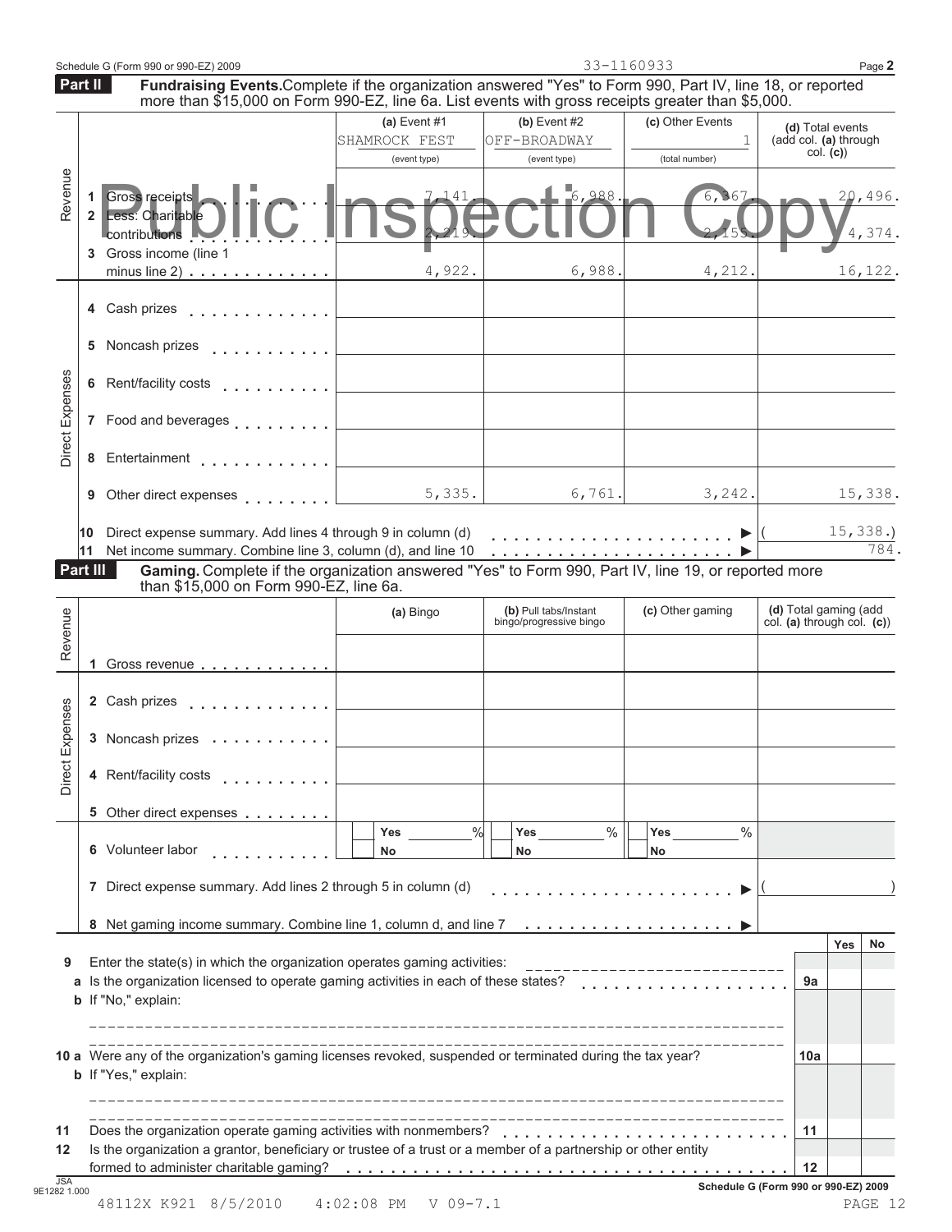Schedule G (Form 990 or 990-EZ) 2009 33-1160933 Page 2

**Part II** **Fundraising Events.** Complete if the organization answered "Yes" to Form 990, Part IV, line 18, or reported more than $15,000 on Form 990-EZ, line 6a. List events with gross receipts greater than $5,000.

Public Inspection Copy

| | | (a) Event #1 SHAMROCK FEST (event type) | (b) Event #2 OFF-BROADWAY (event type) | (c) Other Events 1 (total number) | (d) Total events (add col. (a) through col. (c)) |
|---|---|---|---|---|---|
| Revenue | 1 Gross receipts | 7,141. | 6,988. | 6,367. | 20,496. |
| | 2 Less: Charitable contributions | 2,219. | | 2,155. | 4,374. |
| | 3 Gross income (line 1 minus line 2) | 4,922. | 6,988. | 4,212. | 16,122. |
| Direct Expenses | 4 Cash prizes | | | | |
| | 5 Noncash prizes | | | | |
| | 6 Rent/facility costs | | | | |
| | 7 Food and beverages | | | | |
| | 8 Entertainment | | | | |
| | 9 Other direct expenses | 5,335. | 6,761. | 3,242. | 15,338. |

10 Direct expense summary. Add lines 4 through 9 in column (d) ▶ (15,338.)

11 Net income summary. Combine line 3, column (d), and line 10 ▶ 784.

**Part III** **Gaming.** Complete if the organization answered "Yes" to Form 990, Part IV, line 19, or reported more than $15,000 on Form 990-EZ, line 6a.

| | | (a) Bingo | (b) Pull tabs/Instant bingo/progressive bingo | (c) Other gaming | (d) Total gaming (add col. (a) through col. (c)) |
|---|---|---|---|---|---|
| Revenue | 1 Gross revenue | | | | |
| Direct Expenses | 2 Cash prizes | | | | |
| | 3 Noncash prizes | | | | |
| | 4 Rent/facility costs | | | | |
| | 5 Other direct expenses | | | | |
| | 6 Volunteer labor | Yes ___ % No | Yes ___ % No | Yes ___ % No | |

7 Direct expense summary. Add lines 2 through 5 in column (d) ▶ ( )

8 Net gaming income summary. Combine line 1, column d, and line 7 ▶

| | | | Yes | No |
|---|---|---|---|---|
| 9 | Enter the state(s) in which the organization operates gaming activities: | | | |
| a | Is the organization licensed to operate gaming activities in each of these states? | 9a | | |
| b | If "No," explain: | | | |
| 10 a | Were any of the organization's gaming licenses revoked, suspended or terminated during the tax year? | 10a | | |
| b | If "Yes," explain: | | | |
| 11 | Does the organization operate gaming activities with nonmembers? | 11 | | |
| 12 | Is the organization a grantor, beneficiary or trustee of a trust or a member of a partnership or other entity formed to administer charitable gaming? | 12 | | |

JSA 9E1282 1.000 Schedule G (Form 990 or 990-EZ) 2009

48112X K921 8/5/2010 4:02:08 PM V 09-7.1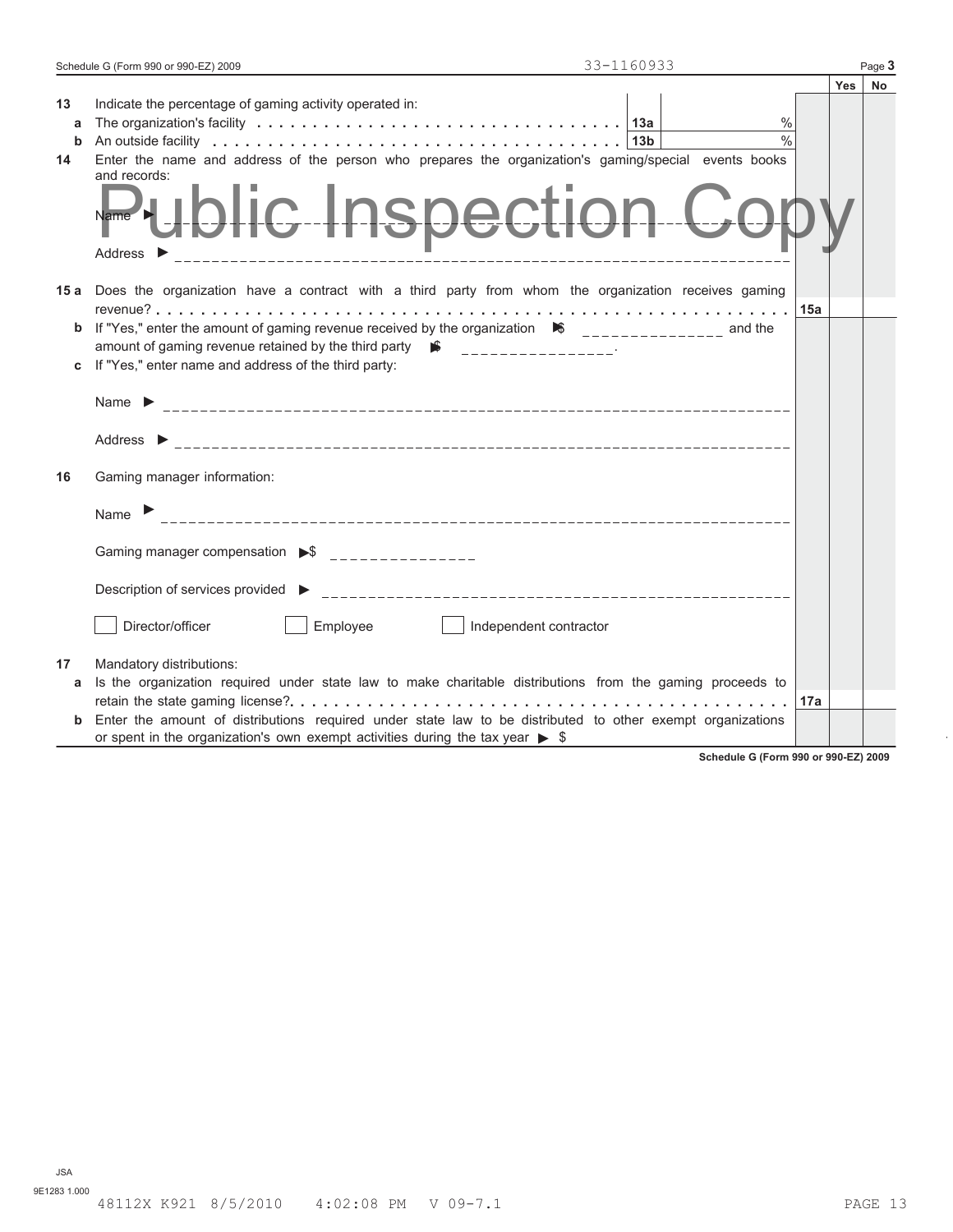33-1160933

| | | | Yes | No |
|---|---|---|---|---|
| **13** | Indicate the percentage of gaming activity operated in: | | | |
| **a** | The organization's facility . . . . . . . . . . . . . . . . . . . . . . . . . . . . . . . . . . **13a** % | | | |
| **b** | An outside facility . . . . . . . . . . . . . . . . . . . . . . . . . . . . . . . . . . . . . **13b** % | | | |
| **14** | Enter the name and address of the person who prepares the organization's gaming/special events books and records: | | | |
| | Name ▶ | | | |
| | Address ▶ | | | |
| **15 a** | Does the organization have a contract with a third party from whom the organization receives gaming revenue? . . . . . . . . . . . . . . . . . . . . . . . . . . . . . . . . . . . . . . . . . . . . . . | **15a** | | |
| **b** | If "Yes," enter the amount of gaming revenue received by the organization ▶ $ ______________ and the amount of gaming revenue retained by the third party ▶ $ ______________. | | | |
| **c** | If "Yes," enter name and address of the third party: | | | |
| | Name ▶ | | | |
| | Address ▶ | | | |
| **16** | Gaming manager information: | | | |
| | Name ▶ | | | |
| | Gaming manager compensation ▶ $ ______________ | | | |
| | Description of services provided ▶ | | | |
| | ☐ Director/officer ☐ Employee ☐ Independent contractor | | | |
| **17** | Mandatory distributions: | | | |
| **a** | Is the organization required under state law to make charitable distributions from the gaming proceeds to retain the state gaming license? . . . . . . . . . . . . . . . . . . . . . . . . . . . . . . . . . . . . . . . . . . | **17a** | | |
| **b** | Enter the amount of distributions required under state law to be distributed to other exempt organizations or spent in the organization's own exempt activities during the tax year ▶ $ | | | |

Public Inspection Copy

**Schedule G (Form 990 or 990-EZ) 2009**

JSA
9E1283 1.000
48112X K921 8/5/2010 4:02:08 PM V 09-7.1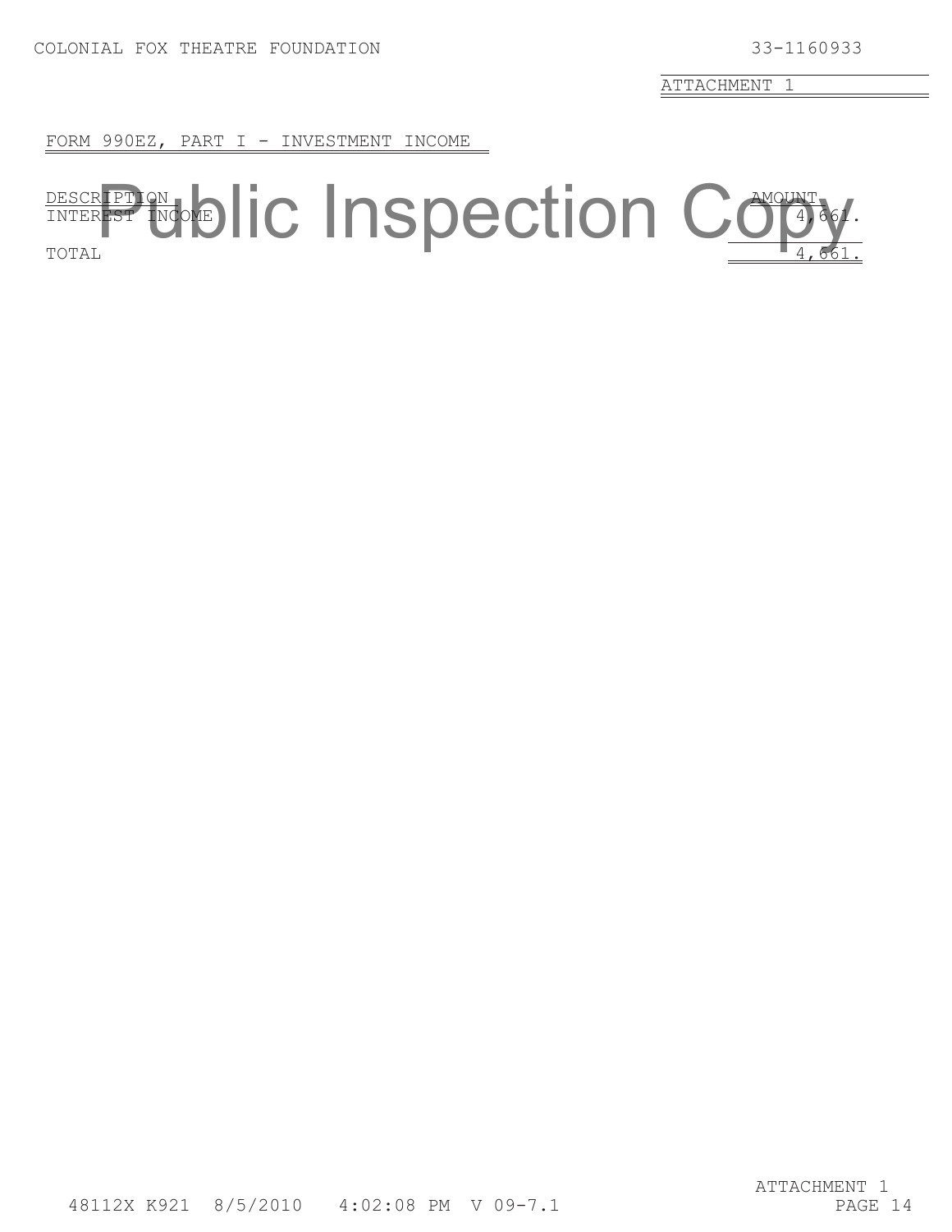COLONIAL FOX THEATRE FOUNDATION 33-1160933

ATTACHMENT 1

FORM 990EZ, PART I - INVESTMENT INCOME

| DESCRIPTION | AMOUNT |
|---|---|
| INTEREST INCOME | 4,661. |
| TOTAL | 4,661. |

Public Inspection Copy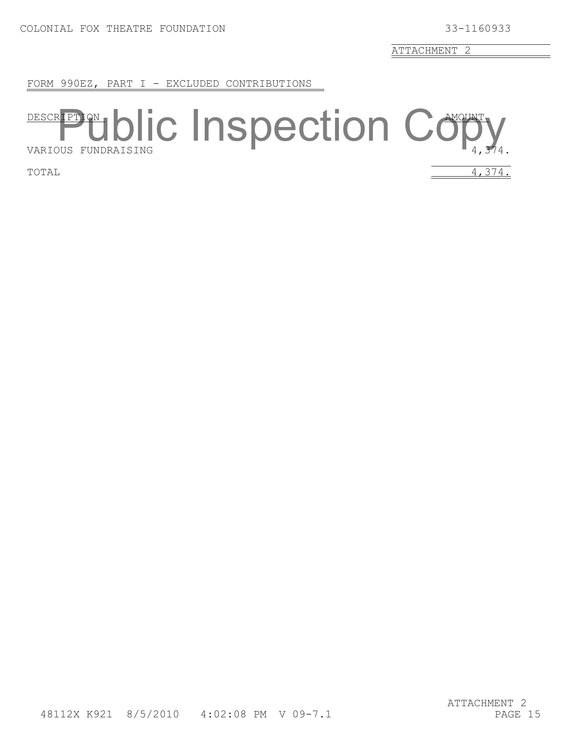COLONIAL FOX THEATRE FOUNDATION 33-1160933

ATTACHMENT 2

## FORM 990EZ, PART I - EXCLUDED CONTRIBUTIONS

Public Inspection Copy

| DESCRIPTION | AMOUNT |
|---|---|
| VARIOUS FUNDRAISING | 4,374. |
| TOTAL | 4,374. |

48112X K921 8/5/2010 4:02:08 PM V 09-7.1

ATTACHMENT 2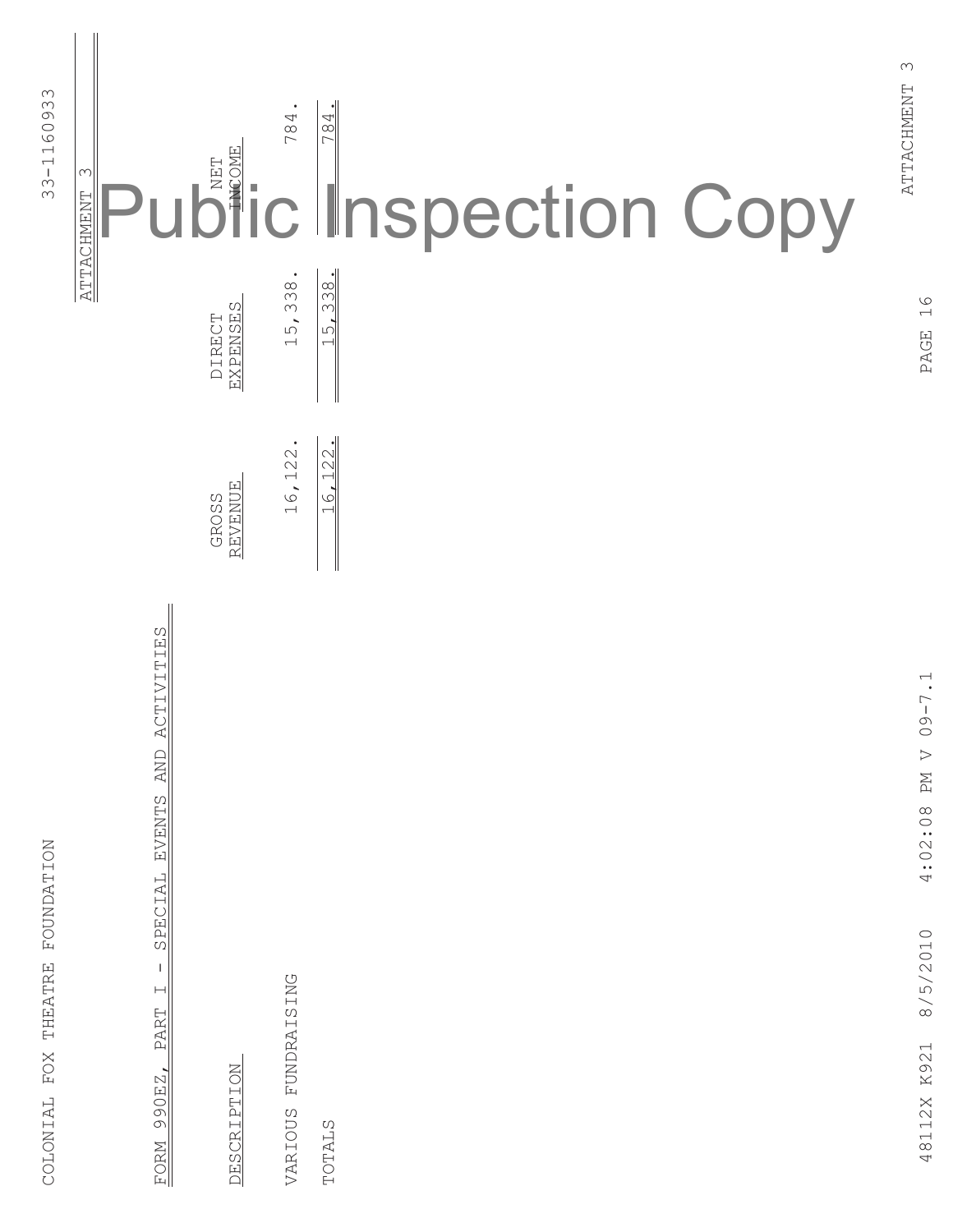COLONIAL FOX THEATRE FOUNDATION

33-1160933

ATTACHMENT 3

FORM 990EZ, PART I - SPECIAL EVENTS AND ACTIVITIES

| DESCRIPTION | GROSS REVENUE | DIRECT EXPENSES | NET INCOME |
|---|---|---|---|
| VARIOUS FUNDRAISING | 16,122. | 15,338. | 784. |
| TOTALS | 16,122. | 15,338. | 784. |

Public Inspection Copy

48112X K921 8/5/2010 4:02:08 PM V 09-7.1

ATTACHMENT 3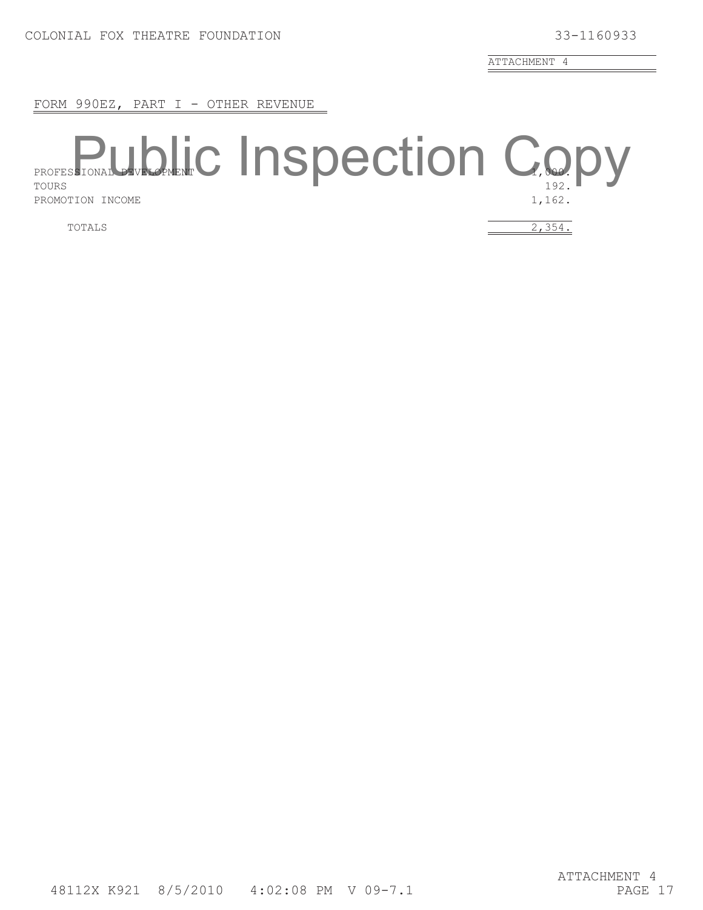COLONIAL FOX THEATRE FOUNDATION 33-1160933

ATTACHMENT 4

## FORM 990EZ, PART I - OTHER REVENUE

| | |
|---|---|
| PROFESSIONAL DEVELOPMENT | 1,000. |
| TOURS | 192. |
| PROMOTION INCOME | 1,162. |
| TOTALS | 2,354. |

Public Inspection Copy

48112X K921 8/5/2010 4:02:08 PM V 09-7.1

ATTACHMENT 4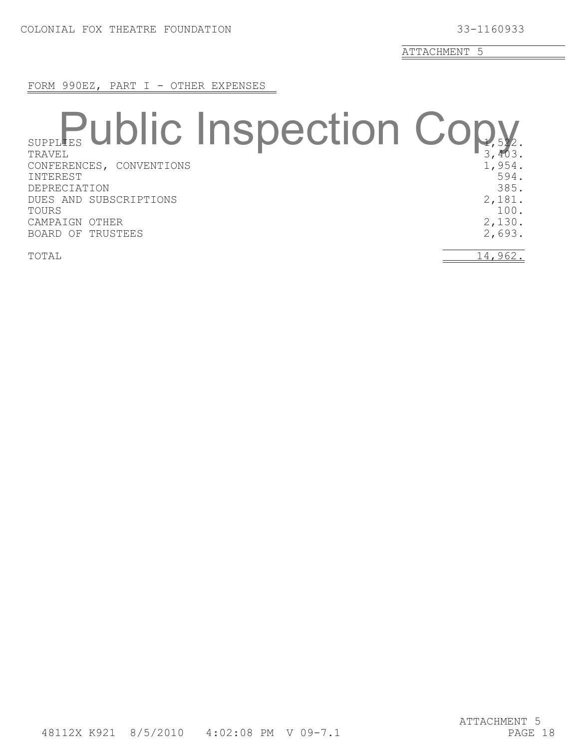ATTACHMENT 5

FORM 990EZ, PART I - OTHER EXPENSES

| | |
|---|---:|
| SUPPLIES | 1,522. |
| TRAVEL | 3,403. |
| CONFERENCES, CONVENTIONS | 1,954. |
| INTEREST | 594. |
| DEPRECIATION | 385. |
| DUES AND SUBSCRIPTIONS | 2,181. |
| TOURS | 100. |
| CAMPAIGN OTHER | 2,130. |
| BOARD OF TRUSTEES | 2,693. |
| TOTAL | 14,962. |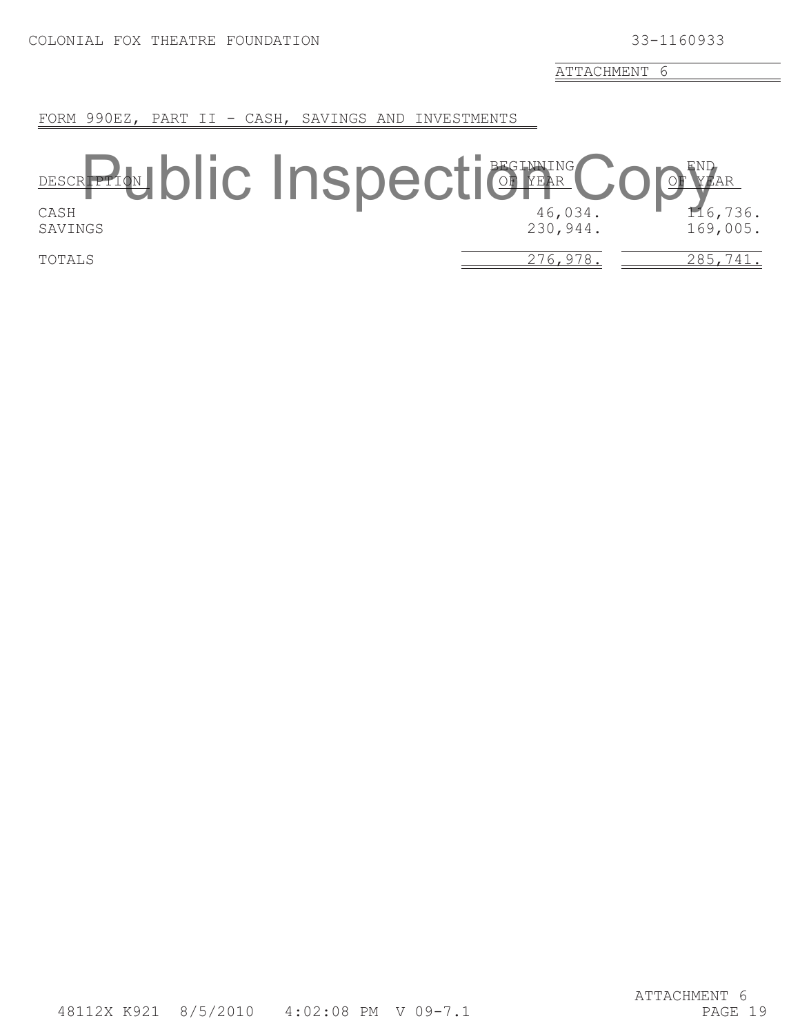COLONIAL FOX THEATRE FOUNDATION 33-1160933

ATTACHMENT 6

FORM 990EZ, PART II - CASH, SAVINGS AND INVESTMENTS

Public Inspection Copy

| DESCRIPTION | BEGINNING OF YEAR | END OF YEAR |
|---|---|---|
| CASH | 46,034. | 116,736. |
| SAVINGS | 230,944. | 169,005. |
| TOTALS | 276,978. | 285,741. |

48112X K921 8/5/2010 4:02:08 PM V 09-7.1

ATTACHMENT 6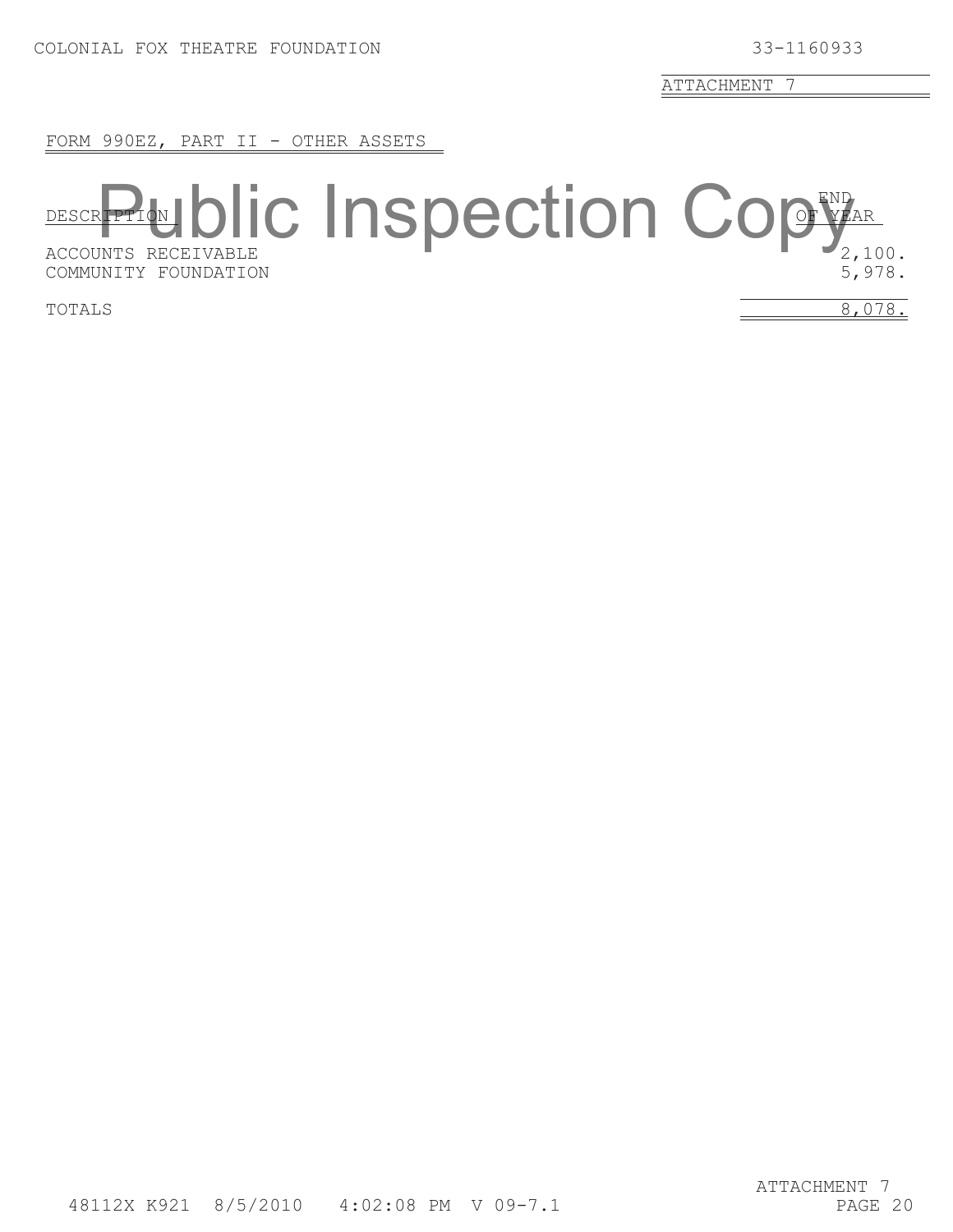COLONIAL FOX THEATRE FOUNDATION 33-1160933

ATTACHMENT 7

FORM 990EZ, PART II - OTHER ASSETS

Public Inspection Copy

| DESCRIPTION | END OF YEAR |
|---|---|
| ACCOUNTS RECEIVABLE | 2,100. |
| COMMUNITY FOUNDATION | 5,978. |
| TOTALS | 8,078. |

48112X K921 8/5/2010 4:02:08 PM V 09-7.1

ATTACHMENT 7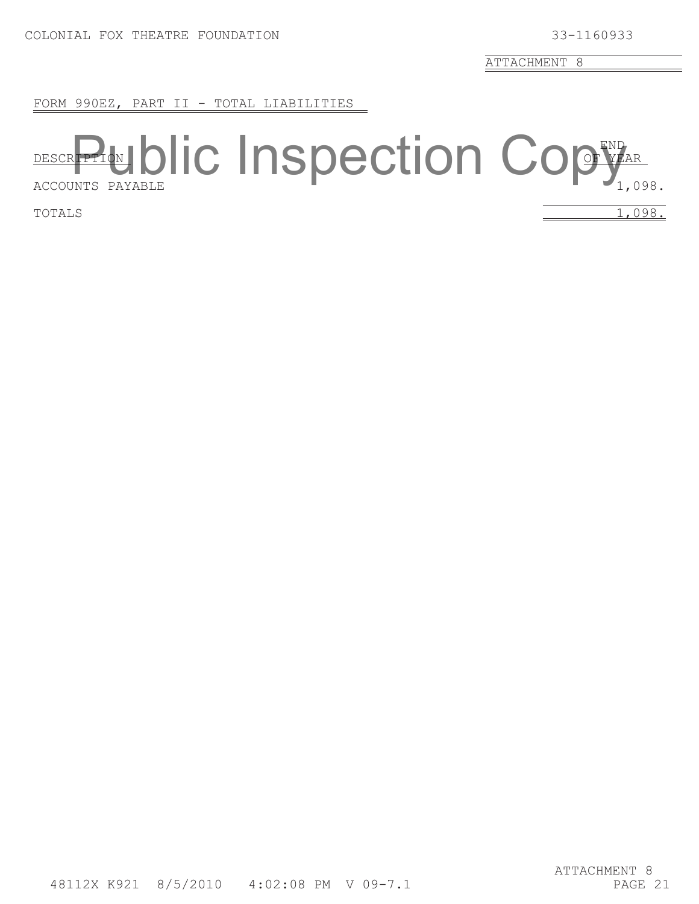COLONIAL FOX THEATRE FOUNDATION 33-1160933

ATTACHMENT 8

FORM 990EZ, PART II - TOTAL LIABILITIES

Public Inspection Copy

| DESCRIPTION | END OF YEAR |
|---|---|
| ACCOUNTS PAYABLE | 1,098. |
| TOTALS | 1,098. |

48112X K921 8/5/2010 4:02:08 PM V 09-7.1

ATTACHMENT 8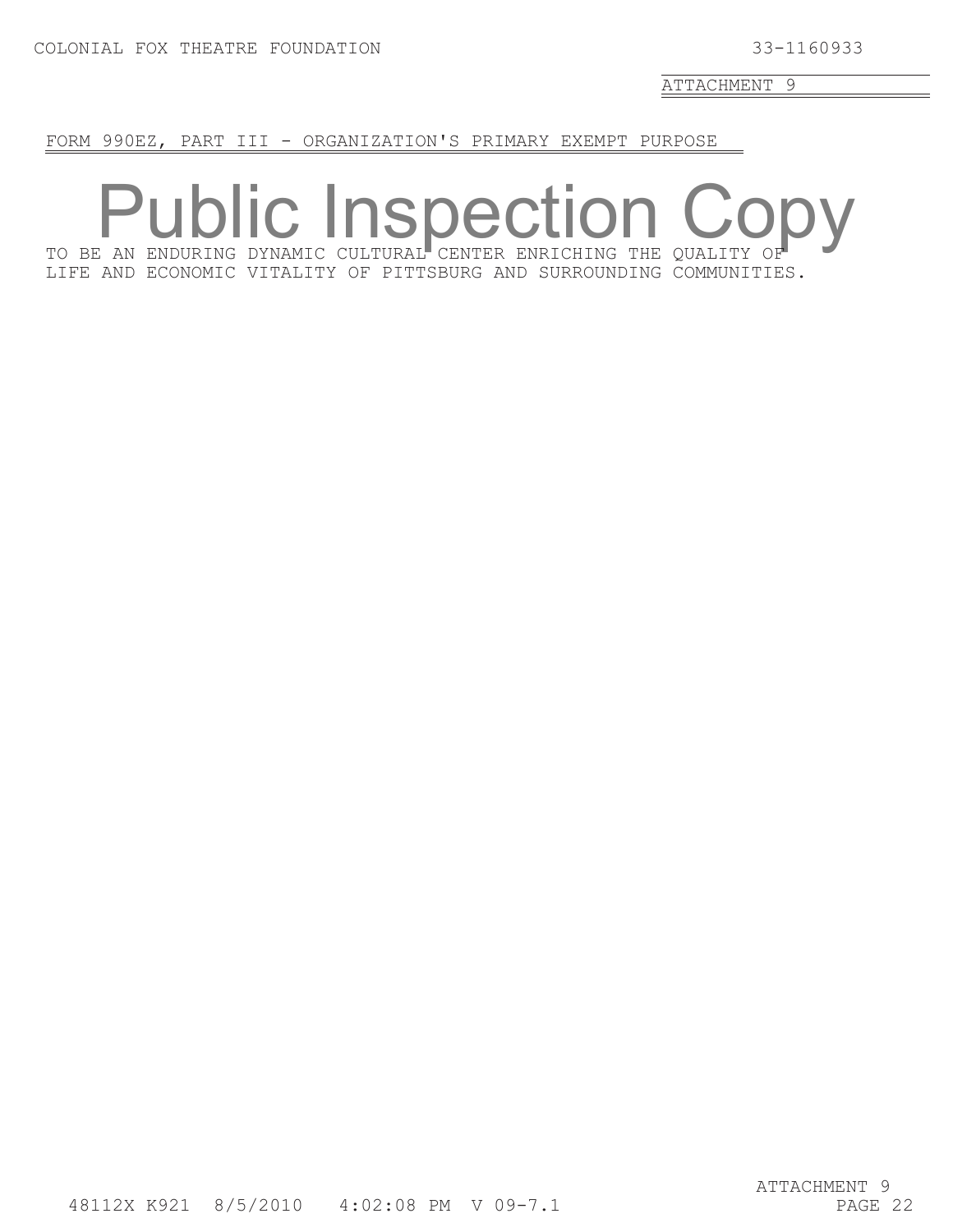COLONIAL FOX THEATRE FOUNDATION 33-1160933

ATTACHMENT 9

FORM 990EZ, PART III - ORGANIZATION'S PRIMARY EXEMPT PURPOSE

Public Inspection Copy

TO BE AN ENDURING DYNAMIC CULTURAL CENTER ENRICHING THE QUALITY OF LIFE AND ECONOMIC VITALITY OF PITTSBURG AND SURROUNDING COMMUNITIES.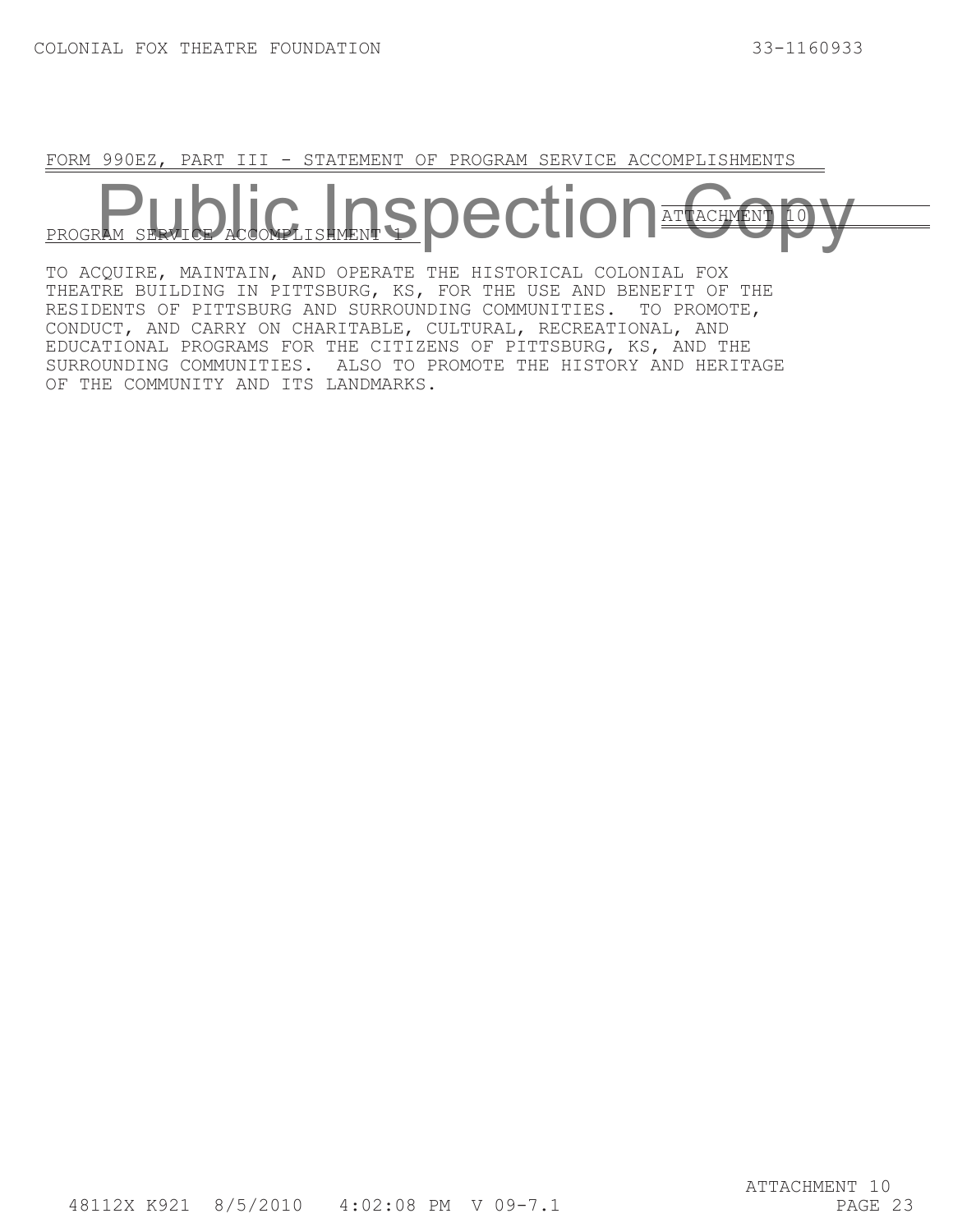## FORM 990EZ, PART III - STATEMENT OF PROGRAM SERVICE ACCOMPLISHMENTS

Public Inspection Copy

PROGRAM SERVICE ACCOMPLISHMENT 1 ATTACHMENT 10

TO ACQUIRE, MAINTAIN, AND OPERATE THE HISTORICAL COLONIAL FOX THEATRE BUILDING IN PITTSBURG, KS, FOR THE USE AND BENEFIT OF THE RESIDENTS OF PITTSBURG AND SURROUNDING COMMUNITIES. TO PROMOTE, CONDUCT, AND CARRY ON CHARITABLE, CULTURAL, RECREATIONAL, AND EDUCATIONAL PROGRAMS FOR THE CITIZENS OF PITTSBURG, KS, AND THE SURROUNDING COMMUNITIES. ALSO TO PROMOTE THE HISTORY AND HERITAGE OF THE COMMUNITY AND ITS LANDMARKS.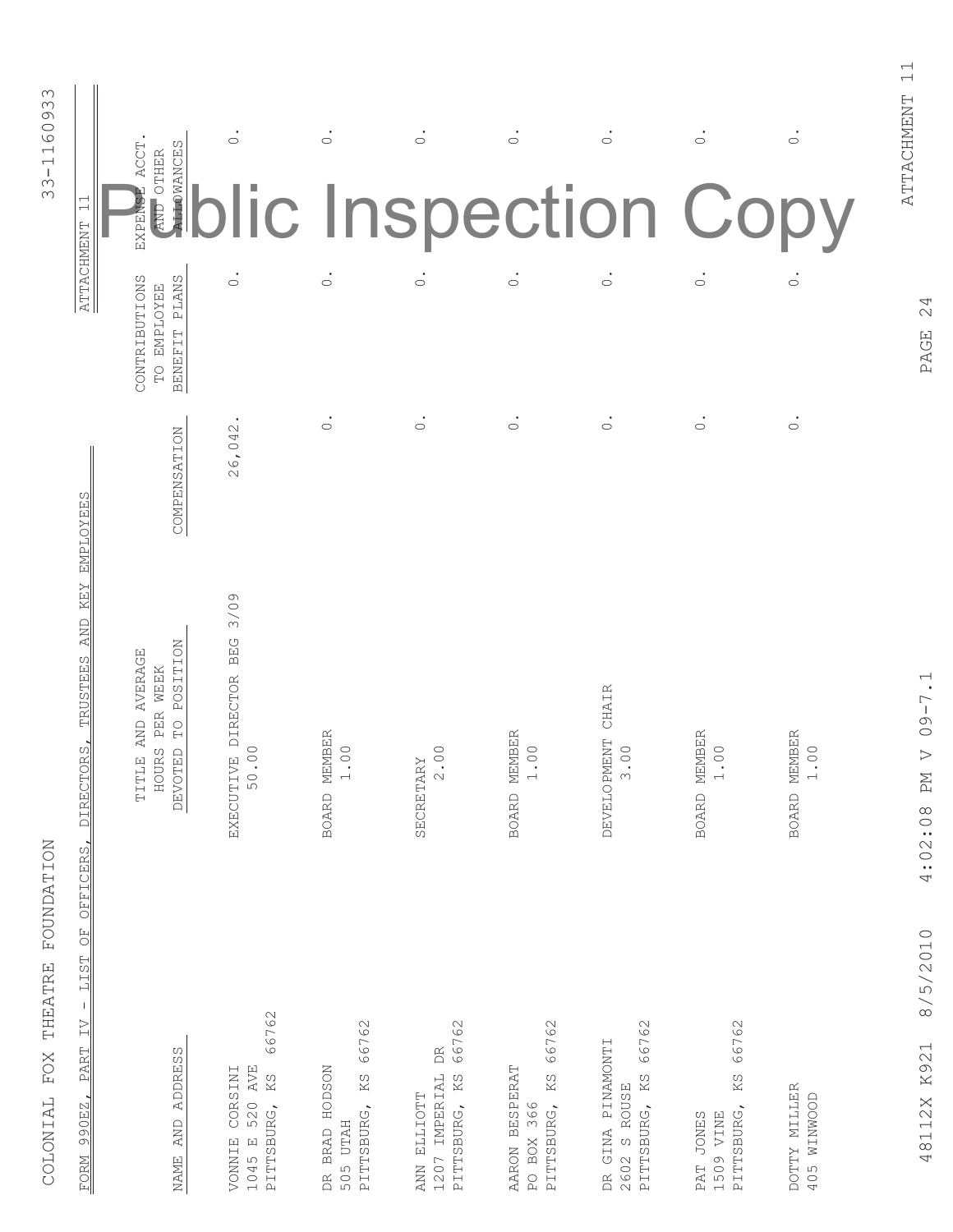COLONIAL FOX THEATRE FOUNDATION

33-1160933

FORM 990EZ, PART IV - LIST OF OFFICERS, DIRECTORS, TRUSTEES AND KEY EMPLOYEES

ATTACHMENT 11

Public Inspection Copy

| NAME AND ADDRESS | TITLE AND AVERAGE HOURS PER WEEK DEVOTED TO POSITION | COMPENSATION | CONTRIBUTIONS TO EMPLOYEE BENEFIT PLANS | EXPENSE ACCT. AND OTHER ALLOWANCES |
|---|---|---|---|---|
| VONNIE CORSINI<br>1045 E 520 AVE<br>PITTSBURG, KS 66762 | EXECUTIVE DIRECTOR BEG 3/09<br>50.00 | 26,042. | 0. | 0. |
| DR BRAD HODSON<br>505 UTAH<br>PITTSBURG, KS 66762 | BOARD MEMBER<br>1.00 | 0. | 0. | 0. |
| ANN ELLIOTT<br>1207 IMPERIAL DR<br>PITTSBURG, KS 66762 | SECRETARY<br>2.00 | 0. | 0. | 0. |
| AARON BESPERAT<br>PO BOX 366<br>PITTSBURG, KS 66762 | BOARD MEMBER<br>1.00 | 0. | 0. | 0. |
| DR GINA PINAMONTI<br>2602 S ROUSE<br>PITTSBURG, KS 66762 | DEVELOPMENT CHAIR<br>3.00 | 0. | 0. | 0. |
| PAT JONES<br>1509 VINE<br>PITTSBURG, KS 66762 | BOARD MEMBER<br>1.00 | 0. | 0. | 0. |
| DOTTY MILLER<br>405 WINWOOD | BOARD MEMBER<br>1.00 | 0. | 0. | 0. |

48112X K921 8/5/2010 4:02:08 PM V 09-7.1

ATTACHMENT 11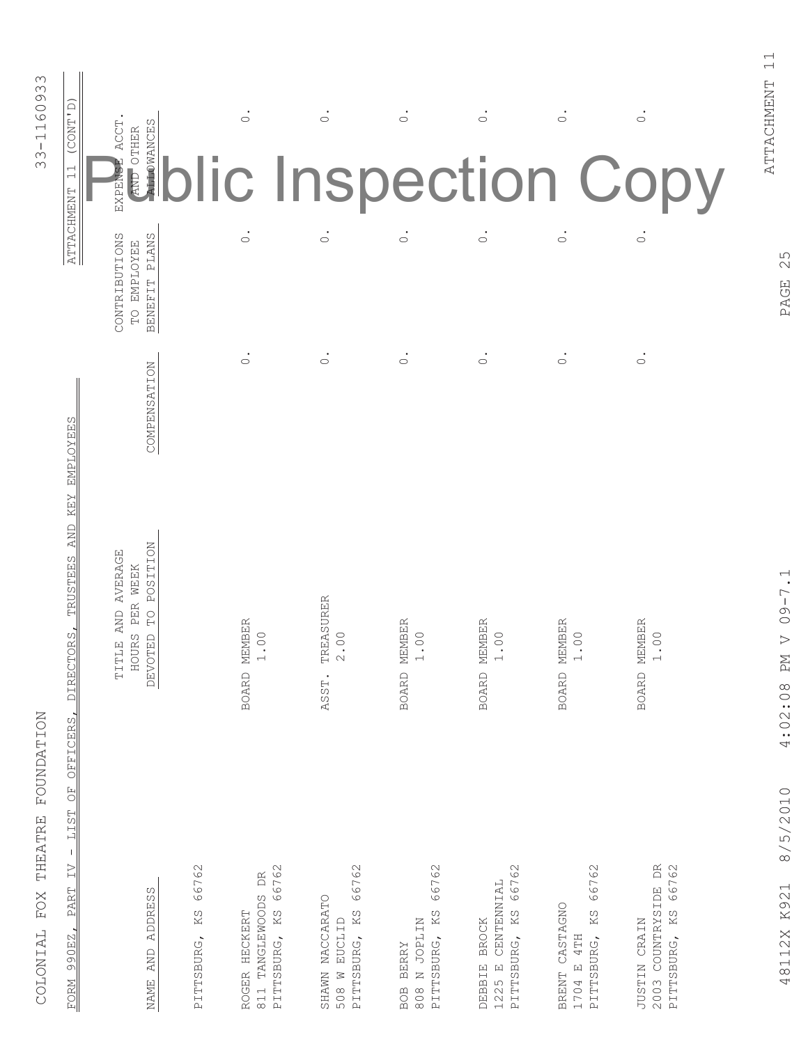COLONIAL FOX THEATRE FOUNDATION 33-1160933

FORM 990EZ, PART IV - LIST OF OFFICERS, DIRECTORS, TRUSTEES AND KEY EMPLOYEES

ATTACHMENT 11 (CONT'D)

Public Inspection Copy

| NAME AND ADDRESS | TITLE AND AVERAGE HOURS PER WEEK DEVOTED TO POSITION | COMPENSATION | CONTRIBUTIONS TO EMPLOYEE BENEFIT PLANS | EXPENSE ACCT. AND OTHER ALLOWANCES |
|---|---|---|---|---|
| PITTSBURG, KS 66762 | | | | |
| ROGER HECKERT<br>811 TANGLEWOODS DR<br>PITTSBURG, KS 66762 | BOARD MEMBER<br>1.00 | 0. | 0. | 0. |
| SHAWN NACCARATO<br>508 W EUCLID<br>PITTSBURG, KS 66762 | ASST. TREASURER<br>2.00 | 0. | 0. | 0. |
| BOB BERRY<br>808 N JOPLIN<br>PITTSBURG, KS 66762 | BOARD MEMBER<br>1.00 | 0. | 0. | 0. |
| DEBBIE BROCK<br>1225 E CENTENNIAL<br>PITTSBURG, KS 66762 | BOARD MEMBER<br>1.00 | 0. | 0. | 0. |
| BRENT CASTAGNO<br>1704 E 4TH<br>PITTSBURG, KS 66762 | BOARD MEMBER<br>1.00 | 0. | 0. | 0. |
| JUSTIN CRAIN<br>2003 COUNTRYSIDE DR<br>PITTSBURG, KS 66762 | BOARD MEMBER<br>1.00 | 0. | 0. | 0. |

48112X K921 8/5/2010 4:02:08 PM V 09-7.1

ATTACHMENT 11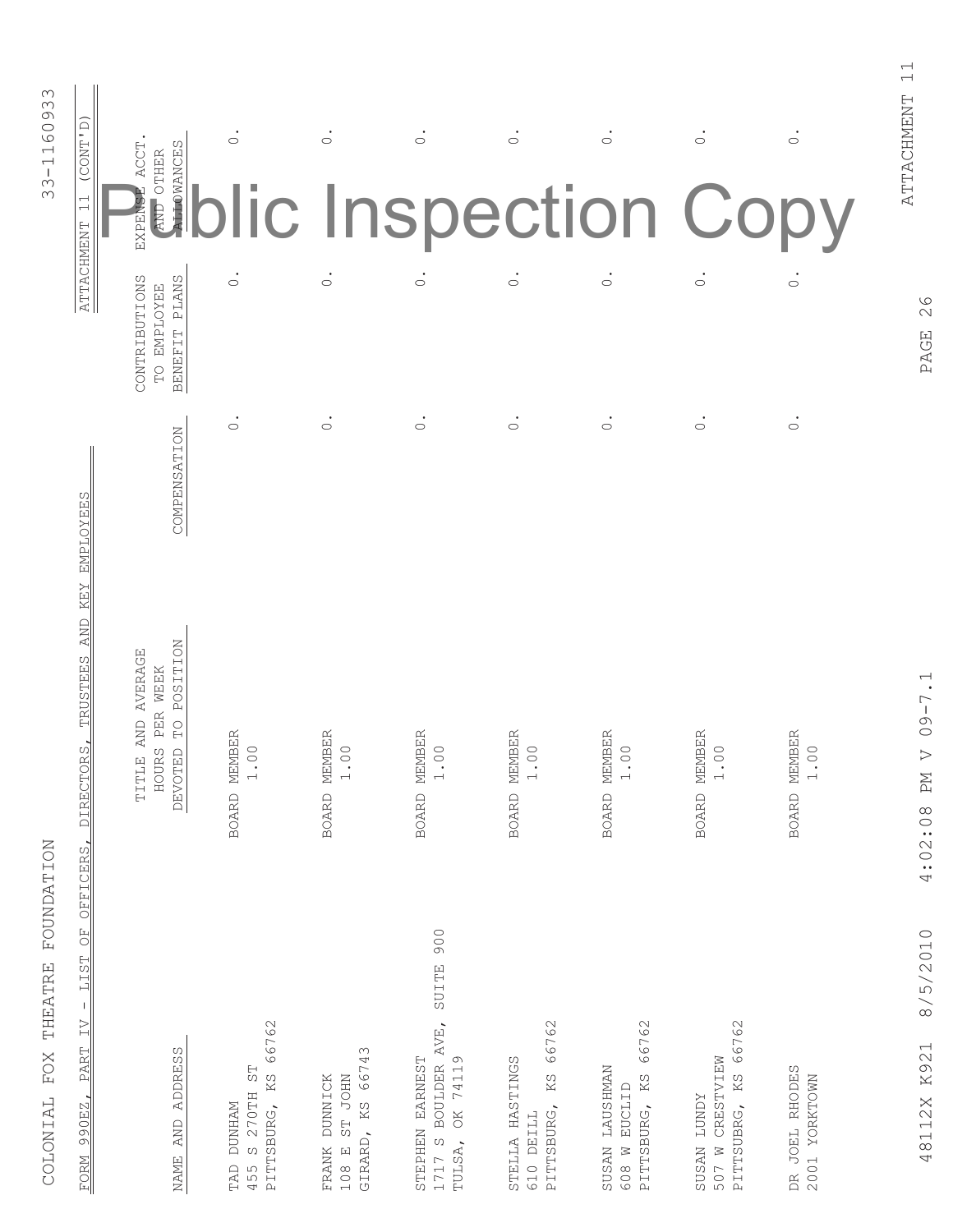COLONIAL FOX THEATRE FOUNDATION

33-1160933

FORM 990EZ, PART IV - LIST OF OFFICERS, DIRECTORS, TRUSTEES AND KEY EMPLOYEES

ATTACHMENT 11 (CONT'D)

Public Inspection Copy

| NAME AND ADDRESS | TITLE AND AVERAGE HOURS PER WEEK DEVOTED TO POSITION | COMPENSATION | CONTRIBUTIONS TO EMPLOYEE BENEFIT PLANS | EXPENSE ACCT. AND OTHER ALLOWANCES |
|---|---|---|---|---|
| TAD DUNHAM<br>455 S 270TH ST<br>PITTSBURG, KS 66762 | BOARD MEMBER<br>1.00 | 0. | 0. | 0. |
| FRANK DUNNICK<br>108 E ST JOHN<br>GIRARD, KS 66743 | BOARD MEMBER<br>1.00 | 0. | 0. | 0. |
| STEPHEN EARNEST<br>1717 S BOULDER AVE, SUITE 900<br>TULSA, OK 74119 | BOARD MEMBER<br>1.00 | 0. | 0. | 0. |
| STELLA HASTINGS<br>610 DEILL<br>PITTSBURG, KS 66762 | BOARD MEMBER<br>1.00 | 0. | 0. | 0. |
| SUSAN LAUSHMAN<br>608 W EUCLID<br>PITTSBURG, KS 66762 | BOARD MEMBER<br>1.00 | 0. | 0. | 0. |
| SUSAN LUNDY<br>507 W CRESTVIEW<br>PITTSUBRG, KS 66762 | BOARD MEMBER<br>1.00 | 0. | 0. | 0. |
| DR JOEL RHODES<br>2001 YORKTOWN | BOARD MEMBER<br>1.00 | 0. | 0. | 0. |

48112X K921 8/5/2010 4:02:08 PM V 09-7.1

ATTACHMENT 11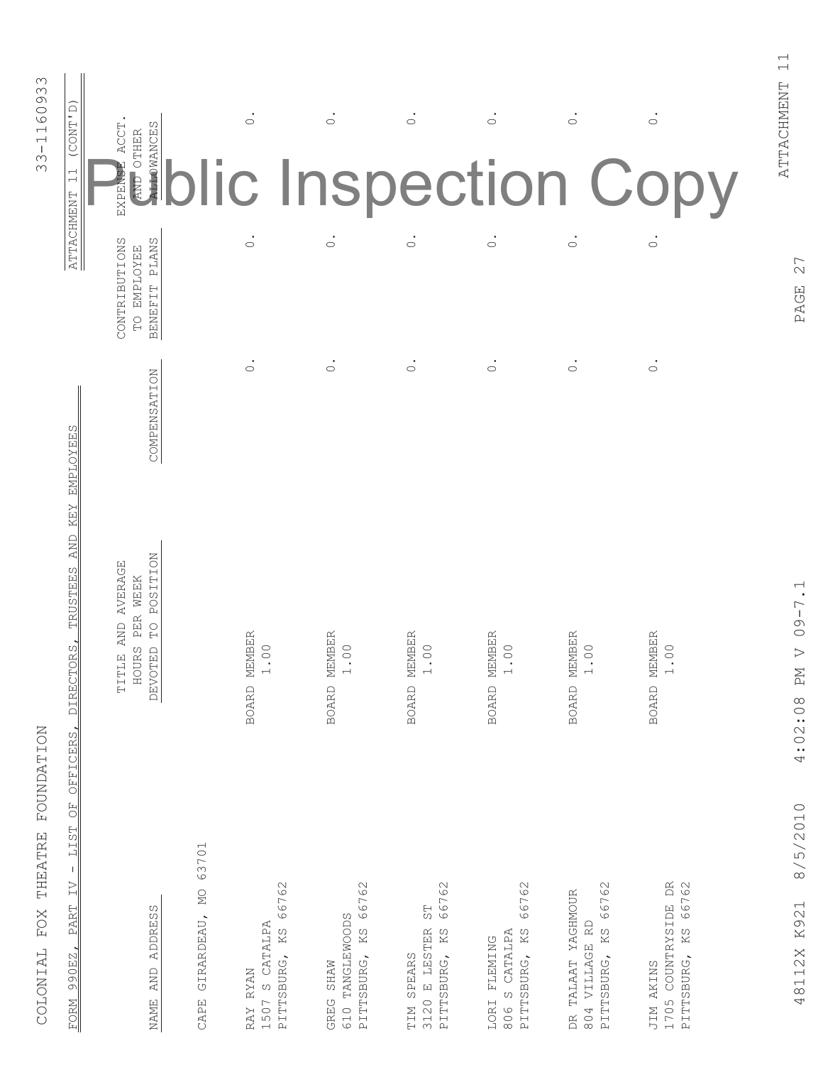COLONIAL FOX THEATRE FOUNDATION

33-1160933

FORM 990EZ, PART IV - LIST OF OFFICERS, DIRECTORS, TRUSTEES AND KEY EMPLOYEES

ATTACHMENT 11 (CONT'D)

| NAME AND ADDRESS | TITLE AND AVERAGE HOURS PER WEEK DEVOTED TO POSITION | COMPENSATION | CONTRIBUTIONS TO EMPLOYEE BENEFIT PLANS | EXPENSE ACCT. AND OTHER ALLOWANCES |
|---|---|---|---|---|
| CAPE GIRARDEAU, MO 63701 | | | | |
| RAY RYAN<br>1507 S CATALPA<br>PITTSBURG, KS 66762 | BOARD MEMBER<br>1.00 | 0. | 0. | 0. |
| GREG SHAW<br>610 TANGLEWOODS<br>PITTSBURG, KS 66762 | BOARD MEMBER<br>1.00 | 0. | 0. | 0. |
| TIM SPEARS<br>3120 E LESTER ST<br>PITTSBURG, KS 66762 | BOARD MEMBER<br>1.00 | 0. | 0. | 0. |
| LORI FLEMING<br>806 S CATALPA<br>PITTSBURG, KS 66762 | BOARD MEMBER<br>1.00 | 0. | 0. | 0. |
| DR TALAAT YAGHMOUR<br>804 VILLAGE RD<br>PITTSBURG, KS 66762 | BOARD MEMBER<br>1.00 | 0. | 0. | 0. |
| JIM AKINS<br>1705 COUNTRYSIDE DR<br>PITTSBURG, KS 66762 | BOARD MEMBER<br>1.00 | 0. | 0. | 0. |

Public Inspection Copy

ATTACHMENT 11

48112X K921 8/5/2010 4:02:08 PM V 09-7.1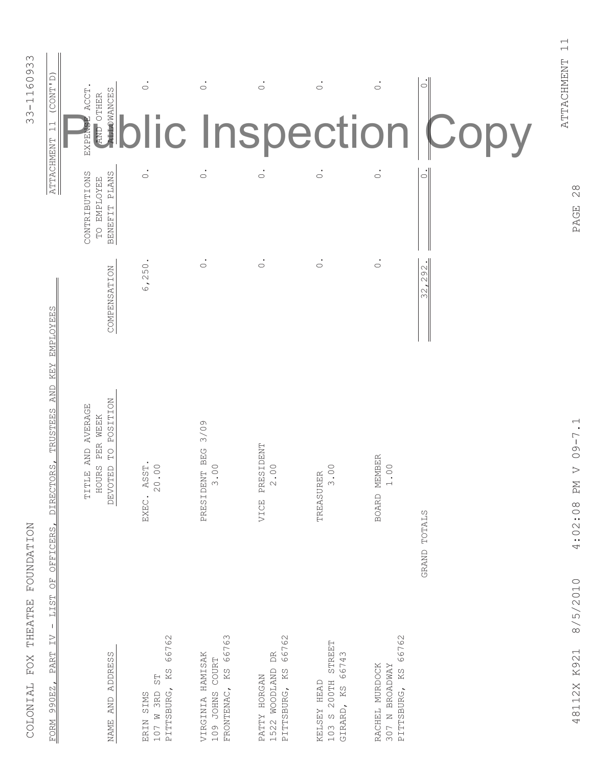COLONIAL FOX THEATRE FOUNDATION 33-1160933

FORM 990EZ, PART IV - LIST OF OFFICERS, DIRECTORS, TRUSTEES AND KEY EMPLOYEES

ATTACHMENT 11 (CONT'D)

Public Inspection Copy

| NAME AND ADDRESS | TITLE AND AVERAGE HOURS PER WEEK DEVOTED TO POSITION | COMPENSATION | CONTRIBUTIONS TO EMPLOYEE BENEFIT PLANS | EXPENSE ACCT. AND OTHER ALLOWANCES |
|---|---|---|---|---|
| ERIN SIMS<br>107 W 3RD ST<br>PITTSBURG, KS 66762 | EXEC. ASST.<br>20.00 | 6,250. | 0. | 0. |
| VIRGINIA HAMISAK<br>109 JOHNS COURT<br>FRONTENAC, KS 66763 | PRESIDENT BEG 3/09<br>3.00 | 0. | 0. | 0. |
| PATTY HORGAN<br>1522 WOODLAND DR<br>PITTSBURG, KS 66762 | VICE PRESIDENT<br>2.00 | 0. | 0. | 0. |
| KELSEY HEAD<br>103 S 200TH STREET<br>GIRARD, KS 66743 | TREASURER<br>3.00 | 0. | 0. | 0. |
| RACHEL MURDOCK<br>307 N BROADWAY<br>PITTSBURG, KS 66762 | BOARD MEMBER<br>1.00 | 0. | 0. | 0. |
| GRAND TOTALS | | 32,292. | 0. | 0. |

48112X K921 8/5/2010 4:02:08 PM V 09-7.1

ATTACHMENT 11